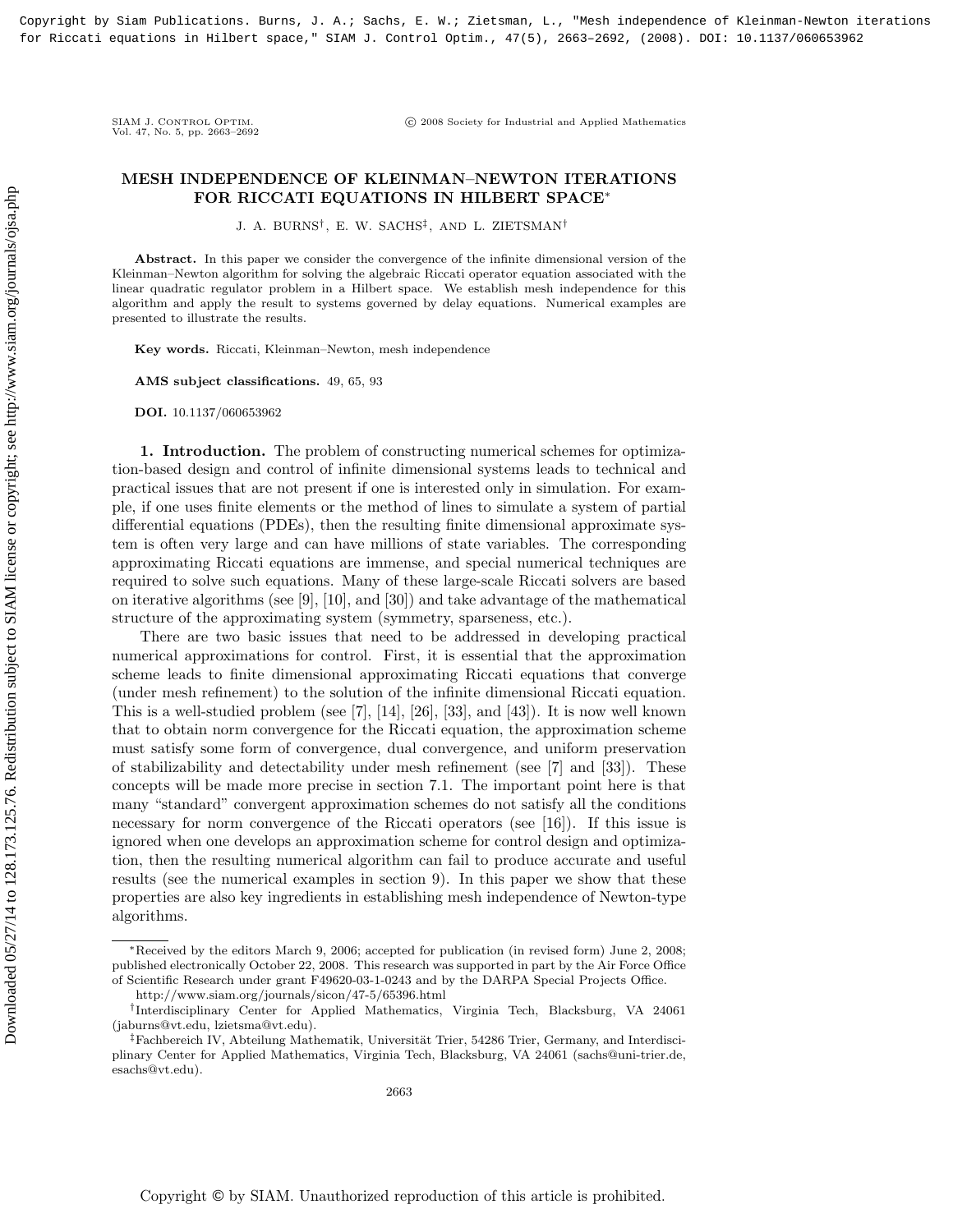# MESH INDEPENDENCE OF KLEINMAN–NEWTON ITERATIONS FOR RICCATI EQUATIONS IN HILBERT SPACE*

J. A. BURNS†, E. W. SACHS‡, AND L. ZIETSMAN†

**Abstract.** In this paper we consider the convergence of the infinite dimensional version of the Kleinman–Newton algorithm for solving the algebraic Riccati operator equation associated with the linear quadratic regulator problem in a Hilbert space. We establish mesh independence for this algorithm and apply the result to systems governed by delay equations. Numerical examples are presented to illustrate the results.

**Key words.** Riccati, Kleinman–Newton, mesh independence

**AMS subject classifications.** 49, 65, 93

**DOI.** 10.1137/060653962

## 1. Introduction.

The problem of constructing numerical schemes for optimization-based design and control of infinite dimensional systems leads to technical and practical issues that are not present if one is interested only in simulation. For example, if one uses finite elements or the method of lines to simulate a system of partial differential equations (PDEs), then the resulting finite dimensional approximate system is often very large and can have millions of state variables. The corresponding approximating Riccati equations are immense, and special numerical techniques are required to solve such equations. Many of these large-scale Riccati solvers are based on iterative algorithms (see [9], [10], and [30]) and take advantage of the mathematical structure of the approximating system (symmetry, sparseness, etc.).

There are two basic issues that need to be addressed in developing practical numerical approximations for control. First, it is essential that the approximation scheme leads to finite dimensional approximating Riccati equations that converge (under mesh refinement) to the solution of the infinite dimensional Riccati equation. This is a well-studied problem (see [7], [14], [26], [33], and [43]). It is now well known that to obtain norm convergence for the Riccati equation, the approximation scheme must satisfy some form of convergence, dual convergence, and uniform preservation of stabilizability and detectability under mesh refinement (see [7] and [33]). These concepts will be made more precise in section 7.1. The important point here is that many "standard" convergent approximation schemes do not satisfy all the conditions necessary for norm convergence of the Riccati operators (see [16]). If this issue is ignored when one develops an approximation scheme for control design and optimization, then the resulting numerical algorithm can fail to produce accurate and useful results (see the numerical examples in section 9). In this paper we show that these properties are also key ingredients in establishing mesh independence of Newton-type algorithms.

---

*Received by the editors March 9, 2006; accepted for publication (in revised form) June 2, 2008; published electronically October 22, 2008. This research was supported in part by the Air Force Office of Scientific Research under grant F49620-03-1-0243 and by the DARPA Special Projects Office.
http://www.siam.org/journals/sicon/47-5/65396.html

†Interdisciplinary Center for Applied Mathematics, Virginia Tech, Blacksburg, VA 24061 (jaburns@vt.edu, lzietsma@vt.edu).

‡Fachbereich IV, Abteilung Mathematik, Universität Trier, 54286 Trier, Germany, and Interdisciplinary Center for Applied Mathematics, Virginia Tech, Blacksburg, VA 24061 (sachs@uni-trier.de, esachs@vt.edu).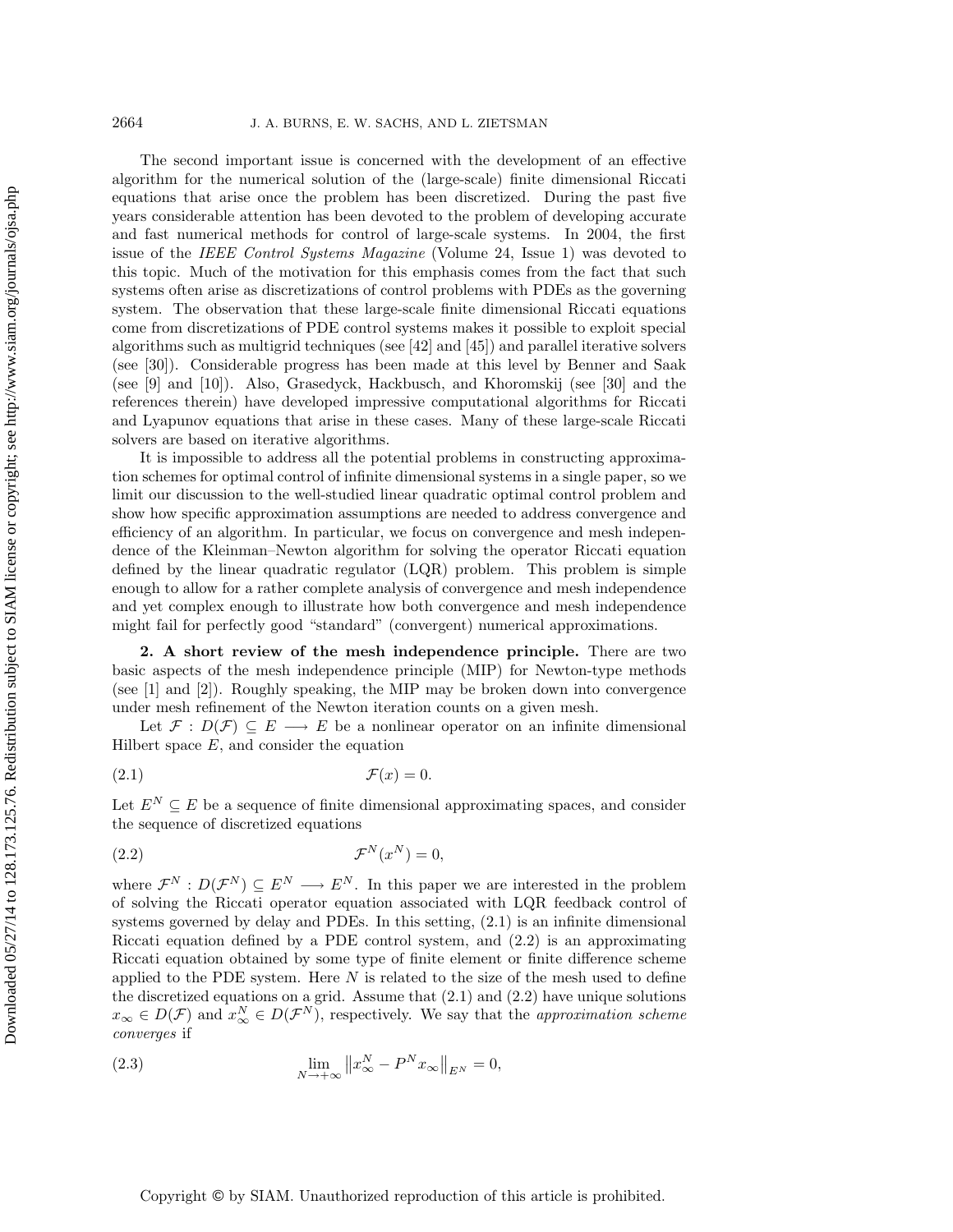The second important issue is concerned with the development of an effective algorithm for the numerical solution of the (large-scale) finite dimensional Riccati equations that arise once the problem has been discretized. During the past five years considerable attention has been devoted to the problem of developing accurate and fast numerical methods for control of large-scale systems. In 2004, the first issue of the *IEEE Control Systems Magazine* (Volume 24, Issue 1) was devoted to this topic. Much of the motivation for this emphasis comes from the fact that such systems often arise as discretizations of control problems with PDEs as the governing system. The observation that these large-scale finite dimensional Riccati equations come from discretizations of PDE control systems makes it possible to exploit special algorithms such as multigrid techniques (see [42] and [45]) and parallel iterative solvers (see [30]). Considerable progress has been made at this level by Benner and Saak (see [9] and [10]). Also, Grasedyck, Hackbusch, and Khoromskij (see [30] and the references therein) have developed impressive computational algorithms for Riccati and Lyapunov equations that arise in these cases. Many of these large-scale Riccati solvers are based on iterative algorithms.

It is impossible to address all the potential problems in constructing approximation schemes for optimal control of infinite dimensional systems in a single paper, so we limit our discussion to the well-studied linear quadratic optimal control problem and show how specific approximation assumptions are needed to address convergence and efficiency of an algorithm. In particular, we focus on convergence and mesh independence of the Kleinman–Newton algorithm for solving the operator Riccati equation defined by the linear quadratic regulator (LQR) problem. This problem is simple enough to allow for a rather complete analysis of convergence and mesh independence and yet complex enough to illustrate how both convergence and mesh independence might fail for perfectly good "standard" (convergent) numerical approximations.

## 2. A short review of the mesh independence principle.

There are two basic aspects of the mesh independence principle (MIP) for Newton-type methods (see [1] and [2]). Roughly speaking, the MIP may be broken down into convergence under mesh refinement of the Newton iteration counts on a given mesh.

Let $\mathcal{F} : D(\mathcal{F}) \subseteq E \longrightarrow E$ be a nonlinear operator on an infinite dimensional Hilbert space $E$, and consider the equation

$$\mathcal{F}(x) = 0. \tag{2.1}$$

Let $E^N \subseteq E$ be a sequence of finite dimensional approximating spaces, and consider the sequence of discretized equations

$$\mathcal{F}^N(x^N) = 0, \tag{2.2}$$

where $\mathcal{F}^N : D(\mathcal{F}^N) \subseteq E^N \longrightarrow E^N$. In this paper we are interested in the problem of solving the Riccati operator equation associated with LQR feedback control of systems governed by delay and PDEs. In this setting, (2.1) is an infinite dimensional Riccati equation defined by a PDE control system, and (2.2) is an approximating Riccati equation obtained by some type of finite element or finite difference scheme applied to the PDE system. Here $N$ is related to the size of the mesh used to define the discretized equations on a grid. Assume that (2.1) and (2.2) have unique solutions $x_\infty \in D(\mathcal{F})$ and $x_\infty^N \in D(\mathcal{F}^N)$, respectively. We say that the *approximation scheme converges* if

$$\lim_{N \to +\infty} \left\| x_\infty^N - P^N x_\infty \right\|_{E^N} = 0, \tag{2.3}$$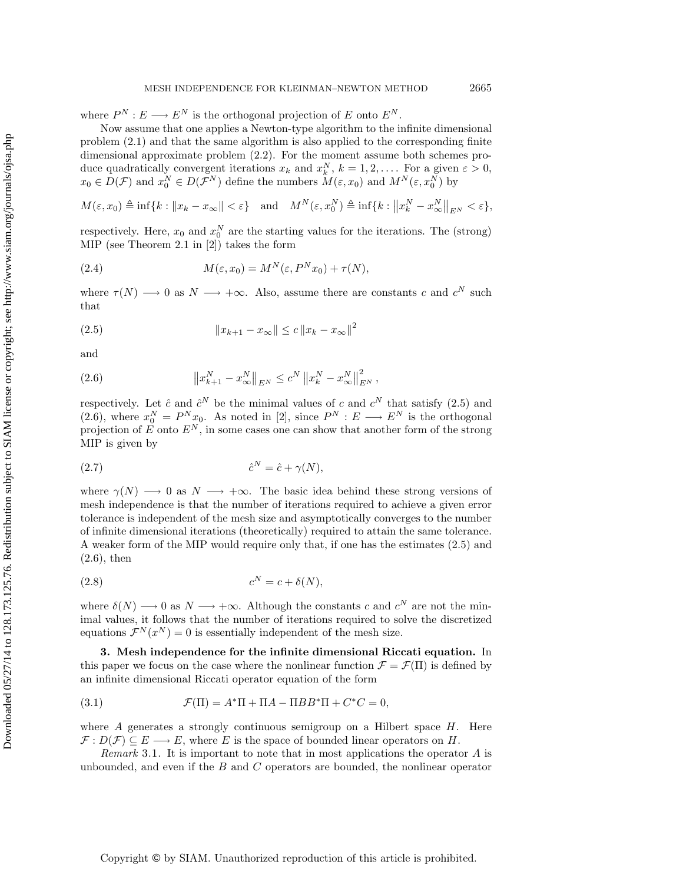where $P^N : E \longrightarrow E^N$ is the orthogonal projection of $E$ onto $E^N$.

Now assume that one applies a Newton-type algorithm to the infinite dimensional problem (2.1) and that the same algorithm is also applied to the corresponding finite dimensional approximate problem (2.2). For the moment assume both schemes produce quadratically convergent iterations $x_k$ and $x_k^N$, $k = 1, 2, \ldots$. For a given $\varepsilon > 0$, $x_0 \in D(\mathcal{F})$ and $x_0^N \in D(\mathcal{F}^N)$ define the numbers $M(\varepsilon, x_0)$ and $M^N(\varepsilon, x_0^N)$ by

$$M(\varepsilon, x_0) \triangleq \inf\{k : \|x_k - x_\infty\| < \varepsilon\} \quad \text{and} \quad M^N(\varepsilon, x_0^N) \triangleq \inf\{k : \left\|x_k^N - x_\infty^N\right\|_{E^N} < \varepsilon\},$$

respectively. Here, $x_0$ and $x_0^N$ are the starting values for the iterations. The (strong) MIP (see Theorem 2.1 in [2]) takes the form

$$M(\varepsilon, x_0) = M^N(\varepsilon, P^N x_0) + \tau(N), \tag{2.4}$$

where $\tau(N) \longrightarrow 0$ as $N \longrightarrow +\infty$. Also, assume there are constants $c$ and $c^N$ such that

$$\|x_{k+1} - x_\infty\| \leq c \|x_k - x_\infty\|^2 \tag{2.5}$$

and

$$\left\|x_{k+1}^N - x_\infty^N\right\|_{E^N} \leq c^N \left\|x_k^N - x_\infty^N\right\|_{E^N}^2, \tag{2.6}$$

respectively. Let $\hat{c}$ and $\hat{c}^N$ be the minimal values of $c$ and $c^N$ that satisfy (2.5) and (2.6), where $x_0^N = P^N x_0$. As noted in [2], since $P^N : E \longrightarrow E^N$ is the orthogonal projection of $E$ onto $E^N$, in some cases one can show that another form of the strong MIP is given by

$$\hat{c}^N = \hat{c} + \gamma(N), \tag{2.7}$$

where $\gamma(N) \longrightarrow 0$ as $N \longrightarrow +\infty$. The basic idea behind these strong versions of mesh independence is that the number of iterations required to achieve a given error tolerance is independent of the mesh size and asymptotically converges to the number of infinite dimensional iterations (theoretically) required to attain the same tolerance. A weaker form of the MIP would require only that, if one has the estimates (2.5) and (2.6), then

$$c^N = c + \delta(N), \tag{2.8}$$

where $\delta(N) \longrightarrow 0$ as $N \longrightarrow +\infty$. Although the constants $c$ and $c^N$ are not the minimal values, it follows that the number of iterations required to solve the discretized equations $\mathcal{F}^N(x^N) = 0$ is essentially independent of the mesh size.

## 3. Mesh independence for the infinite dimensional Riccati equation.

In this paper we focus on the case where the nonlinear function $\mathcal{F} = \mathcal{F}(\Pi)$ is defined by an infinite dimensional Riccati operator equation of the form

$$\mathcal{F}(\Pi) = A^*\Pi + \Pi A - \Pi B B^* \Pi + C^* C = 0, \tag{3.1}$$

where $A$ generates a strongly continuous semigroup on a Hilbert space $H$. Here $\mathcal{F} : D(\mathcal{F}) \subseteq E \longrightarrow E$, where $E$ is the space of bounded linear operators on $H$.

*Remark* 3.1. It is important to note that in most applications the operator $A$ is unbounded, and even if the $B$ and $C$ operators are bounded, the nonlinear operator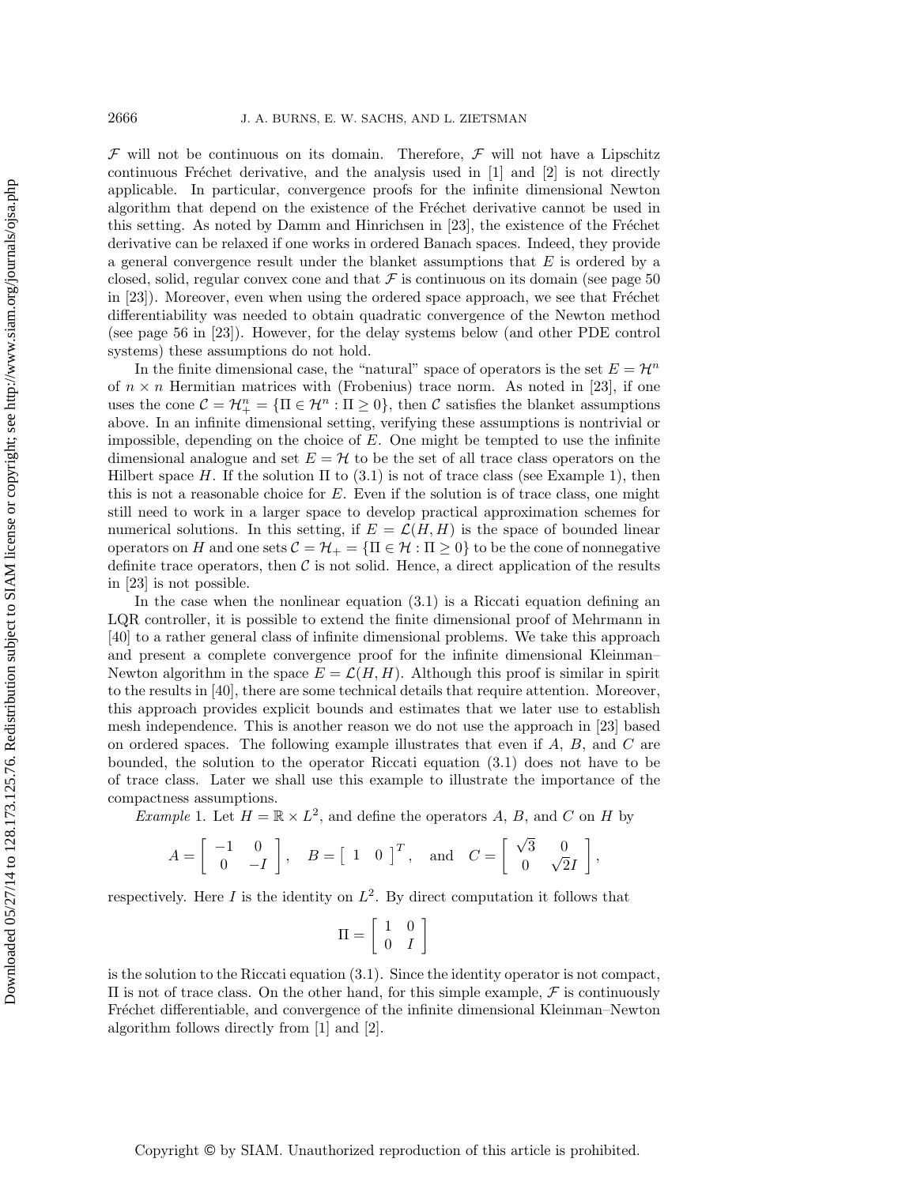$\mathcal{F}$ will not be continuous on its domain. Therefore, $\mathcal{F}$ will not have a Lipschitz continuous Fréchet derivative, and the analysis used in [1] and [2] is not directly applicable. In particular, convergence proofs for the infinite dimensional Newton algorithm that depend on the existence of the Fréchet derivative cannot be used in this setting. As noted by Damm and Hinrichsen in [23], the existence of the Fréchet derivative can be relaxed if one works in ordered Banach spaces. Indeed, they provide a general convergence result under the blanket assumptions that $E$ is ordered by a closed, solid, regular convex cone and that $\mathcal{F}$ is continuous on its domain (see page 50 in [23]). Moreover, even when using the ordered space approach, we see that Fréchet differentiability was needed to obtain quadratic convergence of the Newton method (see page 56 in [23]). However, for the delay systems below (and other PDE control systems) these assumptions do not hold.

In the finite dimensional case, the "natural" space of operators is the set $E = \mathcal{H}^n$ of $n \times n$ Hermitian matrices with (Frobenius) trace norm. As noted in [23], if one uses the cone $\mathcal{C} = \mathcal{H}_+^n = \{\Pi \in \mathcal{H}^n : \Pi \geq 0\}$, then $\mathcal{C}$ satisfies the blanket assumptions above. In an infinite dimensional setting, verifying these assumptions is nontrivial or impossible, depending on the choice of $E$. One might be tempted to use the infinite dimensional analogue and set $E = \mathcal{H}$ to be the set of all trace class operators on the Hilbert space $H$. If the solution $\Pi$ to (3.1) is not of trace class (see Example 1), then this is not a reasonable choice for $E$. Even if the solution is of trace class, one might still need to work in a larger space to develop practical approximation schemes for numerical solutions. In this setting, if $E = \mathcal{L}(H, H)$ is the space of bounded linear operators on $H$ and one sets $\mathcal{C} = \mathcal{H}_+ = \{\Pi \in \mathcal{H} : \Pi \geq 0\}$ to be the cone of nonnegative definite trace operators, then $\mathcal{C}$ is not solid. Hence, a direct application of the results in [23] is not possible.

In the case when the nonlinear equation (3.1) is a Riccati equation defining an LQR controller, it is possible to extend the finite dimensional proof of Mehrmann in [40] to a rather general class of infinite dimensional problems. We take this approach and present a complete convergence proof for the infinite dimensional Kleinman–Newton algorithm in the space $E = \mathcal{L}(H, H)$. Although this proof is similar in spirit to the results in [40], there are some technical details that require attention. Moreover, this approach provides explicit bounds and estimates that we later use to establish mesh independence. This is another reason we do not use the approach in [23] based on ordered spaces. The following example illustrates that even if $A$, $B$, and $C$ are bounded, the solution to the operator Riccati equation (3.1) does not have to be of trace class. Later we shall use this example to illustrate the importance of the compactness assumptions.

*Example* 1. Let $H = \mathbb{R} \times L^2$, and define the operators $A$, $B$, and $C$ on $H$ by

$$A = \begin{bmatrix} -1 & 0 \\ 0 & -I \end{bmatrix}, \quad B = \begin{bmatrix} 1 & 0 \end{bmatrix}^T, \quad \text{and} \quad C = \begin{bmatrix} \sqrt{3} & 0 \\ 0 & \sqrt{2}I \end{bmatrix},$$

respectively. Here $I$ is the identity on $L^2$. By direct computation it follows that

$$\Pi = \begin{bmatrix} 1 & 0 \\ 0 & I \end{bmatrix}$$

is the solution to the Riccati equation (3.1). Since the identity operator is not compact, $\Pi$ is not of trace class. On the other hand, for this simple example, $\mathcal{F}$ is continuously Fréchet differentiable, and convergence of the infinite dimensional Kleinman–Newton algorithm follows directly from [1] and [2].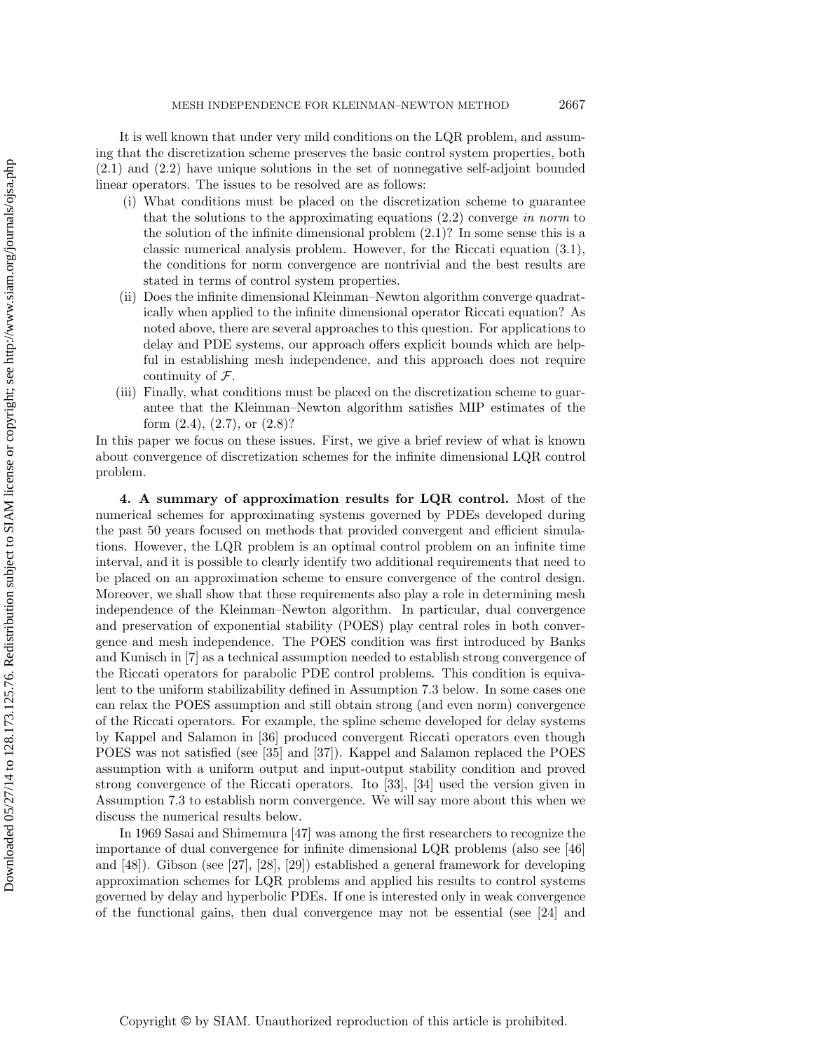It is well known that under very mild conditions on the LQR problem, and assuming that the discretization scheme preserves the basic control system properties, both (2.1) and (2.2) have unique solutions in the set of nonnegative self-adjoint bounded linear operators. The issues to be resolved are as follows:

(i) What conditions must be placed on the discretization scheme to guarantee that the solutions to the approximating equations (2.2) converge *in norm* to the solution of the infinite dimensional problem (2.1)? In some sense this is a classic numerical analysis problem. However, for the Riccati equation (3.1), the conditions for norm convergence are nontrivial and the best results are stated in terms of control system properties.

(ii) Does the infinite dimensional Kleinman–Newton algorithm converge quadratically when applied to the infinite dimensional operator Riccati equation? As noted above, there are several approaches to this question. For applications to delay and PDE systems, our approach offers explicit bounds which are helpful in establishing mesh independence, and this approach does not require continuity of $\mathcal{F}$.

(iii) Finally, what conditions must be placed on the discretization scheme to guarantee that the Kleinman–Newton algorithm satisfies MIP estimates of the form (2.4), (2.7), or (2.8)?

In this paper we focus on these issues. First, we give a brief review of what is known about convergence of discretization schemes for the infinite dimensional LQR control problem.

## 4. A summary of approximation results for LQR control.

Most of the numerical schemes for approximating systems governed by PDEs developed during the past 50 years focused on methods that provided convergent and efficient simulations. However, the LQR problem is an optimal control problem on an infinite time interval, and it is possible to clearly identify two additional requirements that need to be placed on an approximation scheme to ensure convergence of the control design. Moreover, we shall show that these requirements also play a role in determining mesh independence of the Kleinman–Newton algorithm. In particular, dual convergence and preservation of exponential stability (POES) play central roles in both convergence and mesh independence. The POES condition was first introduced by Banks and Kunisch in [7] as a technical assumption needed to establish strong convergence of the Riccati operators for parabolic PDE control problems. This condition is equivalent to the uniform stabilizability defined in Assumption 7.3 below. In some cases one can relax the POES assumption and still obtain strong (and even norm) convergence of the Riccati operators. For example, the spline scheme developed for delay systems by Kappel and Salamon in [36] produced convergent Riccati operators even though POES was not satisfied (see [35] and [37]). Kappel and Salamon replaced the POES assumption with a uniform output and input-output stability condition and proved strong convergence of the Riccati operators. Ito [33], [34] used the version given in Assumption 7.3 to establish norm convergence. We will say more about this when we discuss the numerical results below.

In 1969 Sasai and Shimemura [47] was among the first researchers to recognize the importance of dual convergence for infinite dimensional LQR problems (also see [46] and [48]). Gibson (see [27], [28], [29]) established a general framework for developing approximation schemes for LQR problems and applied his results to control systems governed by delay and hyperbolic PDEs. If one is interested only in weak convergence of the functional gains, then dual convergence may not be essential (see [24] and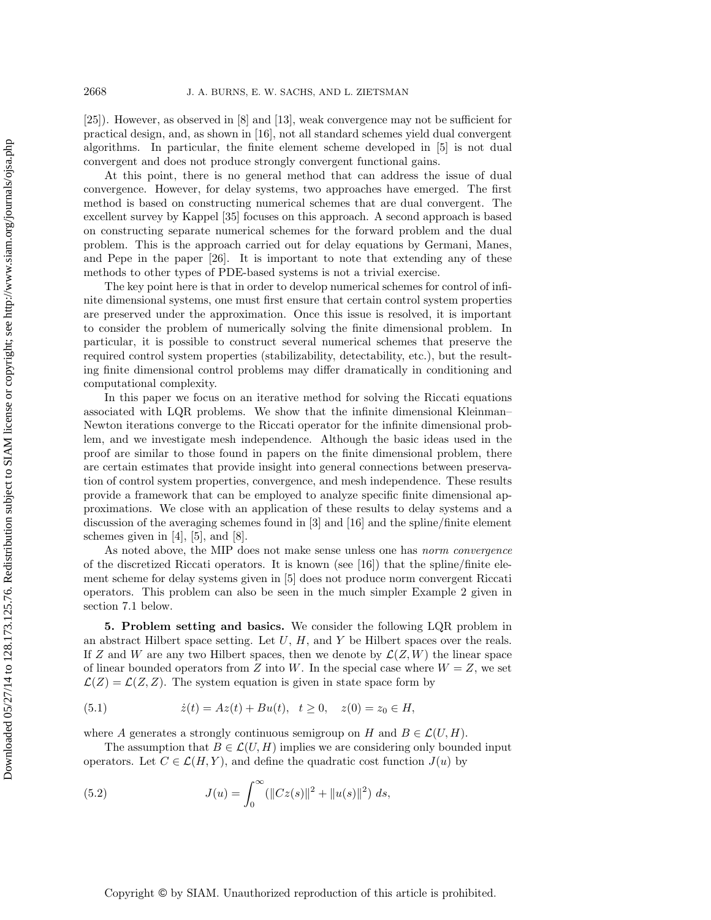[25]). However, as observed in [8] and [13], weak convergence may not be sufficient for practical design, and, as shown in [16], not all standard schemes yield dual convergent algorithms. In particular, the finite element scheme developed in [5] is not dual convergent and does not produce strongly convergent functional gains.

At this point, there is no general method that can address the issue of dual convergence. However, for delay systems, two approaches have emerged. The first method is based on constructing numerical schemes that are dual convergent. The excellent survey by Kappel [35] focuses on this approach. A second approach is based on constructing separate numerical schemes for the forward problem and the dual problem. This is the approach carried out for delay equations by Germani, Manes, and Pepe in the paper [26]. It is important to note that extending any of these methods to other types of PDE-based systems is not a trivial exercise.

The key point here is that in order to develop numerical schemes for control of infinite dimensional systems, one must first ensure that certain control system properties are preserved under the approximation. Once this issue is resolved, it is important to consider the problem of numerically solving the finite dimensional problem. In particular, it is possible to construct several numerical schemes that preserve the required control system properties (stabilizability, detectability, etc.), but the resulting finite dimensional control problems may differ dramatically in conditioning and computational complexity.

In this paper we focus on an iterative method for solving the Riccati equations associated with LQR problems. We show that the infinite dimensional Kleinman–Newton iterations converge to the Riccati operator for the infinite dimensional problem, and we investigate mesh independence. Although the basic ideas used in the proof are similar to those found in papers on the finite dimensional problem, there are certain estimates that provide insight into general connections between preservation of control system properties, convergence, and mesh independence. These results provide a framework that can be employed to analyze specific finite dimensional approximations. We close with an application of these results to delay systems and a discussion of the averaging schemes found in [3] and [16] and the spline/finite element schemes given in [4], [5], and [8].

As noted above, the MIP does not make sense unless one has *norm convergence* of the discretized Riccati operators. It is known (see [16]) that the spline/finite element scheme for delay systems given in [5] does not produce norm convergent Riccati operators. This problem can also be seen in the much simpler Example 2 given in section 7.1 below.

## 5. Problem setting and basics.

We consider the following LQR problem in an abstract Hilbert space setting. Let $U$, $H$, and $Y$ be Hilbert spaces over the reals. If $Z$ and $W$ are any two Hilbert spaces, then we denote by $\mathcal{L}(Z, W)$ the linear space of linear bounded operators from $Z$ into $W$. In the special case where $W = Z$, we set $\mathcal{L}(Z) = \mathcal{L}(Z, Z)$. The system equation is given in state space form by

$$\dot{z}(t) = Az(t) + Bu(t), \quad t \geq 0, \quad z(0) = z_0 \in H, \tag{5.1}$$

where $A$ generates a strongly continuous semigroup on $H$ and $B \in \mathcal{L}(U, H)$.

The assumption that $B \in \mathcal{L}(U, H)$ implies we are considering only bounded input operators. Let $C \in \mathcal{L}(H, Y)$, and define the quadratic cost function $J(u)$ by

$$J(u) = \int_0^\infty (\|Cz(s)\|^2 + \|u(s)\|^2) \, ds, \tag{5.2}$$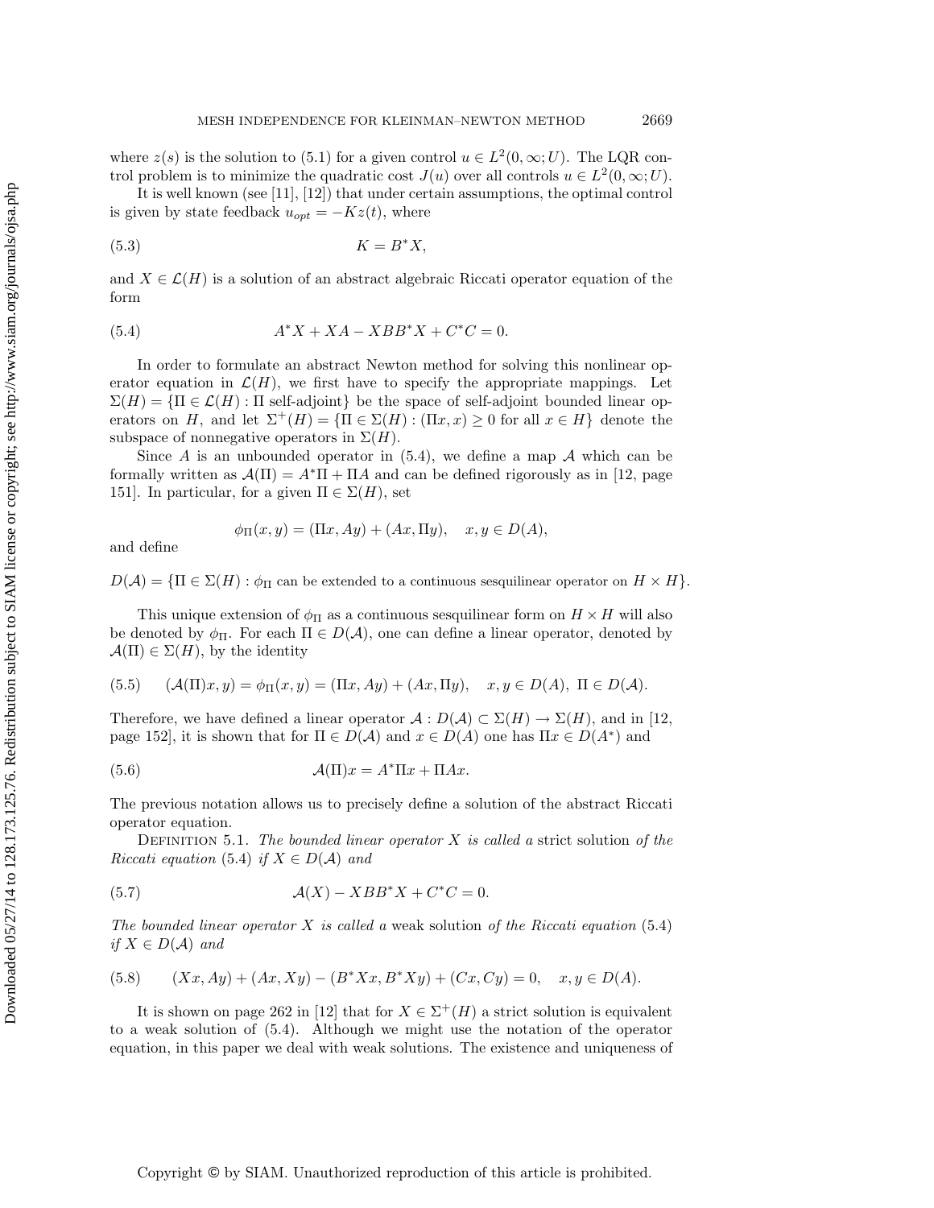where $z(s)$ is the solution to (5.1) for a given control $u \in L^2(0,\infty;U)$. The LQR control problem is to minimize the quadratic cost $J(u)$ over all controls $u \in L^2(0,\infty;U)$.

It is well known (see [11], [12]) that under certain assumptions, the optimal control is given by state feedback $u_{opt} = -Kz(t)$, where

$$K = B^*X, \tag{5.3}$$

and $X \in \mathcal{L}(H)$ is a solution of an abstract algebraic Riccati operator equation of the form

$$A^*X + XA - XBB^*X + C^*C = 0. \tag{5.4}$$

In order to formulate an abstract Newton method for solving this nonlinear operator equation in $\mathcal{L}(H)$, we first have to specify the appropriate mappings. Let $\Sigma(H) = \{\Pi \in \mathcal{L}(H) : \Pi \text{ self-adjoint}\}$ be the space of self-adjoint bounded linear operators on $H$, and let $\Sigma^+(H) = \{\Pi \in \Sigma(H) : (\Pi x, x) \geq 0 \text{ for all } x \in H\}$ denote the subspace of nonnegative operators in $\Sigma(H)$.

Since $A$ is an unbounded operator in (5.4), we define a map $\mathcal{A}$ which can be formally written as $\mathcal{A}(\Pi) = A^*\Pi + \Pi A$ and can be defined rigorously as in [12, page 151]. In particular, for a given $\Pi \in \Sigma(H)$, set

$$\phi_\Pi(x,y) = (\Pi x, Ay) + (Ax, \Pi y), \quad x, y \in D(A),$$

and define

$$D(\mathcal{A}) = \{\Pi \in \Sigma(H) : \phi_\Pi \text{ can be extended to a continuous sesquilinear operator on } H \times H\}.$$

This unique extension of $\phi_\Pi$ as a continuous sesquilinear form on $H \times H$ will also be denoted by $\phi_\Pi$. For each $\Pi \in D(\mathcal{A})$, one can define a linear operator, denoted by $\mathcal{A}(\Pi) \in \Sigma(H)$, by the identity

$$(\mathcal{A}(\Pi)x, y) = \phi_\Pi(x,y) = (\Pi x, Ay) + (Ax, \Pi y), \quad x, y \in D(A),\ \Pi \in D(\mathcal{A}). \tag{5.5}$$

Therefore, we have defined a linear operator $\mathcal{A} : D(\mathcal{A}) \subset \Sigma(H) \to \Sigma(H)$, and in [12, page 152], it is shown that for $\Pi \in D(\mathcal{A})$ and $x \in D(A)$ one has $\Pi x \in D(A^*)$ and

$$\mathcal{A}(\Pi)x = A^*\Pi x + \Pi A x. \tag{5.6}$$

The previous notation allows us to precisely define a solution of the abstract Riccati operator equation.

Definition 5.1. *The bounded linear operator $X$ is called a* strict solution *of the Riccati equation* (5.4) *if $X \in D(\mathcal{A})$ and*

$$\mathcal{A}(X) - XBB^*X + C^*C = 0. \tag{5.7}$$

*The bounded linear operator $X$ is called a* weak solution *of the Riccati equation* (5.4) *if $X \in D(\mathcal{A})$ and*

$$(Xx, Ay) + (Ax, Xy) - (B^*Xx, B^*Xy) + (Cx, Cy) = 0, \quad x, y \in D(A). \tag{5.8}$$

It is shown on page 262 in [12] that for $X \in \Sigma^+(H)$ a strict solution is equivalent to a weak solution of (5.4). Although we might use the notation of the operator equation, in this paper we deal with weak solutions. The existence and uniqueness of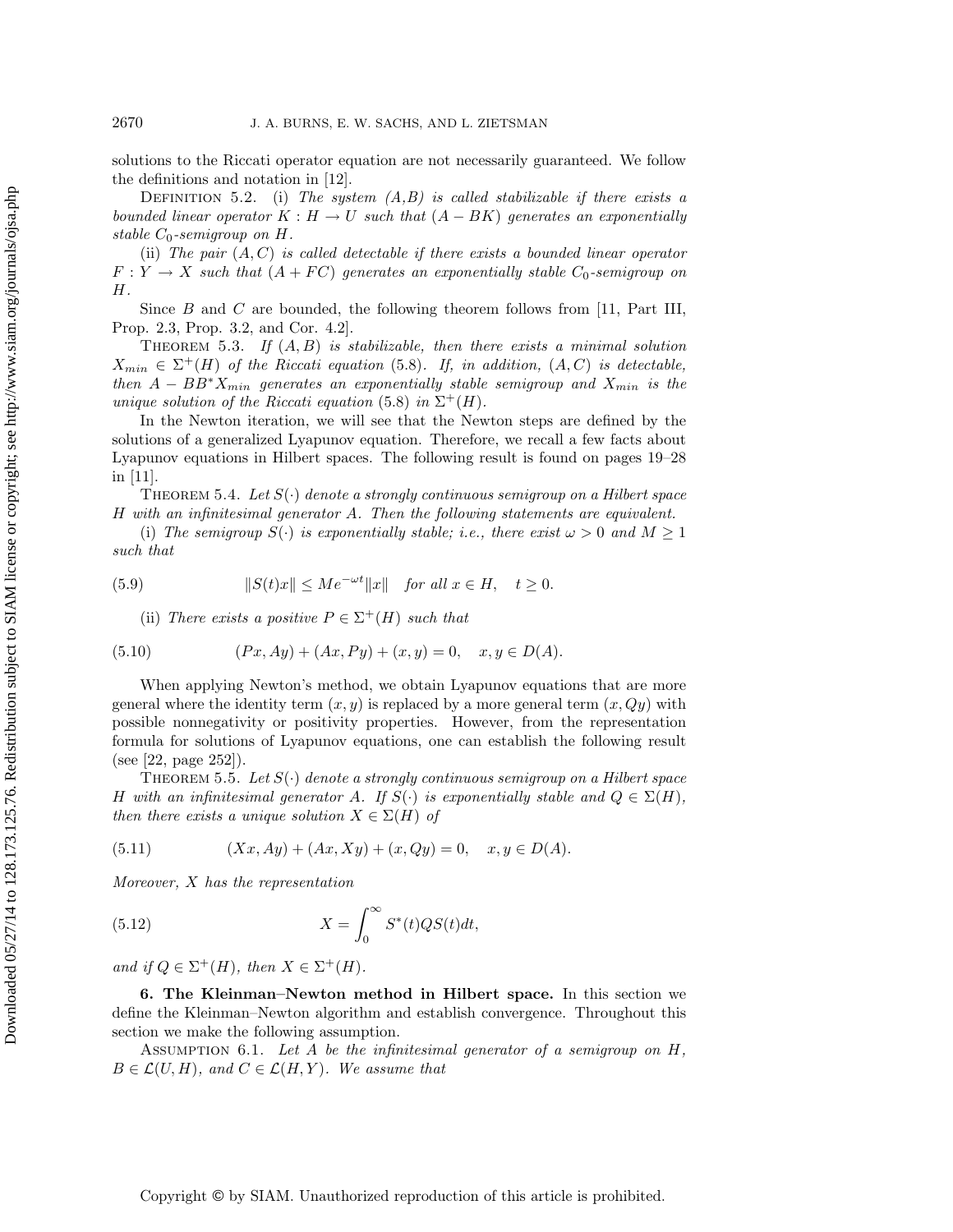solutions to the Riccati operator equation are not necessarily guaranteed. We follow the definitions and notation in [12].

DEFINITION 5.2. (i) *The system $(A,B)$ is called stabilizable if there exists a bounded linear operator $K : H \to U$ such that $(A - BK)$ generates an exponentially stable $C_0$-semigroup on $H$.*

(ii) *The pair $(A, C)$ is called detectable if there exists a bounded linear operator $F : Y \to X$ such that $(A + FC)$ generates an exponentially stable $C_0$-semigroup on $H$.*

Since $B$ and $C$ are bounded, the following theorem follows from [11, Part III, Prop. 2.3, Prop. 3.2, and Cor. 4.2].

THEOREM 5.3. *If $(A, B)$ is stabilizable, then there exists a minimal solution $X_{min} \in \Sigma^+(H)$ of the Riccati equation (5.8). If, in addition, $(A, C)$ is detectable, then $A - BB^*X_{min}$ generates an exponentially stable semigroup and $X_{min}$ is the unique solution of the Riccati equation (5.8) in $\Sigma^+(H)$.*

In the Newton iteration, we will see that the Newton steps are defined by the solutions of a generalized Lyapunov equation. Therefore, we recall a few facts about Lyapunov equations in Hilbert spaces. The following result is found on pages 19–28 in [11].

THEOREM 5.4. *Let $S(\cdot)$ denote a strongly continuous semigroup on a Hilbert space $H$ with an infinitesimal generator $A$. Then the following statements are equivalent.*

(i) *The semigroup $S(\cdot)$ is exponentially stable; i.e., there exist $\omega > 0$ and $M \geq 1$ such that*

$$\|S(t)x\| \leq Me^{-\omega t}\|x\| \quad \text{for all } x \in H, \quad t \geq 0. \tag{5.9}$$

(ii) *There exists a positive $P \in \Sigma^+(H)$ such that*

$$(Px, Ay) + (Ax, Py) + (x, y) = 0, \quad x, y \in D(A). \tag{5.10}$$

When applying Newton's method, we obtain Lyapunov equations that are more general where the identity term $(x, y)$ is replaced by a more general term $(x, Qy)$ with possible nonnegativity or positivity properties. However, from the representation formula for solutions of Lyapunov equations, one can establish the following result (see [22, page 252]).

THEOREM 5.5. *Let $S(\cdot)$ denote a strongly continuous semigroup on a Hilbert space $H$ with an infinitesimal generator $A$. If $S(\cdot)$ is exponentially stable and $Q \in \Sigma(H)$, then there exists a unique solution $X \in \Sigma(H)$ of*

$$(Xx, Ay) + (Ax, Xy) + (x, Qy) = 0, \quad x, y \in D(A). \tag{5.11}$$

*Moreover, $X$ has the representation*

$$X = \int_0^\infty S^*(t)QS(t)dt, \tag{5.12}$$

*and if $Q \in \Sigma^+(H)$, then $X \in \Sigma^+(H)$.*

## 6. The Kleinman–Newton method in Hilbert space.

In this section we define the Kleinman–Newton algorithm and establish convergence. Throughout this section we make the following assumption.

ASSUMPTION 6.1. *Let $A$ be the infinitesimal generator of a semigroup on $H$, $B \in \mathcal{L}(U, H)$, and $C \in \mathcal{L}(H, Y)$. We assume that*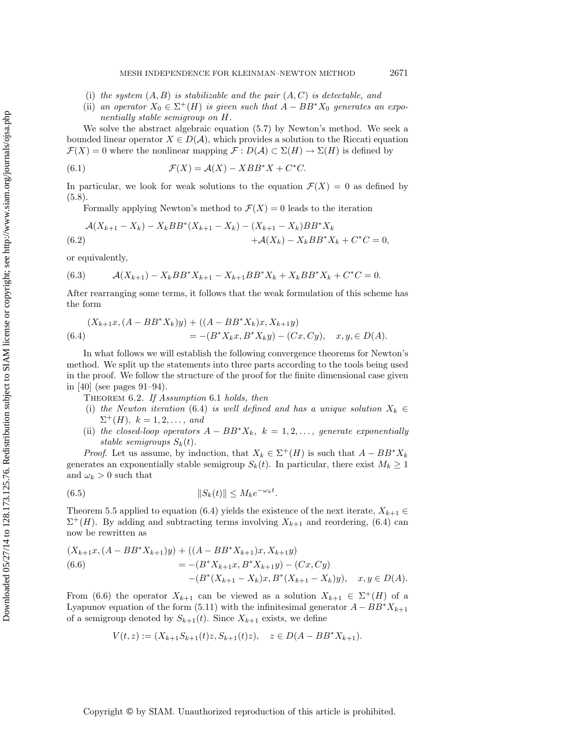(i) *the system* $(A, B)$ *is stabilizable and the pair* $(A, C)$ *is detectable, and*

(ii) *an operator* $X_0 \in \Sigma^+(H)$ *is given such that* $A - BB^*X_0$ *generates an exponentially stable semigroup on* $H$.

We solve the abstract algebraic equation (5.7) by Newton's method. We seek a bounded linear operator $X \in D(\mathcal{A})$, which provides a solution to the Riccati equation $\mathcal{F}(X) = 0$ where the nonlinear mapping $\mathcal{F} : D(\mathcal{A}) \subset \Sigma(H) \to \Sigma(H)$ is defined by

$$\mathcal{F}(X) = \mathcal{A}(X) - XBB^*X + C^*C. \tag{6.1}$$

In particular, we look for weak solutions to the equation $\mathcal{F}(X) = 0$ as defined by (5.8).

Formally applying Newton's method to $\mathcal{F}(X) = 0$ leads to the iteration

$$\begin{aligned} &\mathcal{A}(X_{k+1} - X_k) - X_k BB^*(X_{k+1} - X_k) - (X_{k+1} - X_k)BB^*X_k \\ &\qquad\qquad\qquad\qquad + \mathcal{A}(X_k) - X_k BB^*X_k + C^*C = 0, \end{aligned} \tag{6.2}$$

or equivalently,

$$\mathcal{A}(X_{k+1}) - X_k BB^*X_{k+1} - X_{k+1}BB^*X_k + X_k BB^*X_k + C^*C = 0. \tag{6.3}$$

After rearranging some terms, it follows that the weak formulation of this scheme has the form

$$\begin{aligned} &(X_{k+1}x, (A - BB^*X_k)y) + ((A - BB^*X_k)x, X_{k+1}y) \\ &\qquad\qquad = -(B^*X_k x, B^*X_k y) - (Cx, Cy), \quad x, y, \in D(A). \end{aligned} \tag{6.4}$$

In what follows we will establish the following convergence theorems for Newton's method. We split up the statements into three parts according to the tools being used in the proof. We follow the structure of the proof for the finite dimensional case given in [40] (see pages 91–94).

THEOREM 6.2. *If Assumption* 6.1 *holds, then*

(i) *the Newton iteration* (6.4) *is well defined and has a unique solution* $X_k \in \Sigma^+(H)$, $k = 1, 2, \ldots,$ *and*

(ii) *the closed-loop operators* $A - BB^*X_k$, $k = 1, 2, \ldots,$ *generate exponentially stable semigroups* $S_k(t)$.

*Proof.* Let us assume, by induction, that $X_k \in \Sigma^+(H)$ is such that $A - BB^*X_k$ generates an exponentially stable semigroup $S_k(t)$. In particular, there exist $M_k \geq 1$ and $\omega_k > 0$ such that

$$\|S_k(t)\| \leq M_k e^{-\omega_k t}. \tag{6.5}$$

Theorem 5.5 applied to equation (6.4) yields the existence of the next iterate, $X_{k+1} \in \Sigma^+(H)$. By adding and subtracting terms involving $X_{k+1}$ and reordering, (6.4) can now be rewritten as

$$\begin{aligned} &(X_{k+1}x, (A - BB^*X_{k+1})y) + ((A - BB^*X_{k+1})x, X_{k+1}y) \\ &\qquad\qquad = -(B^*X_{k+1}x, B^*X_{k+1}y) - (Cx, Cy) \\ &\qquad\qquad\quad -(B^*(X_{k+1} - X_k)x, B^*(X_{k+1} - X_k)y), \quad x, y \in D(A). \end{aligned} \tag{6.6}$$

From (6.6) the operator $X_{k+1}$ can be viewed as a solution $X_{k+1} \in \Sigma^+(H)$ of a Lyapunov equation of the form (5.11) with the infinitesimal generator $A - BB^*X_{k+1}$ of a semigroup denoted by $S_{k+1}(t)$. Since $X_{k+1}$ exists, we define

$$V(t, z) := (X_{k+1}S_{k+1}(t)z, S_{k+1}(t)z), \quad z \in D(A - BB^*X_{k+1}).$$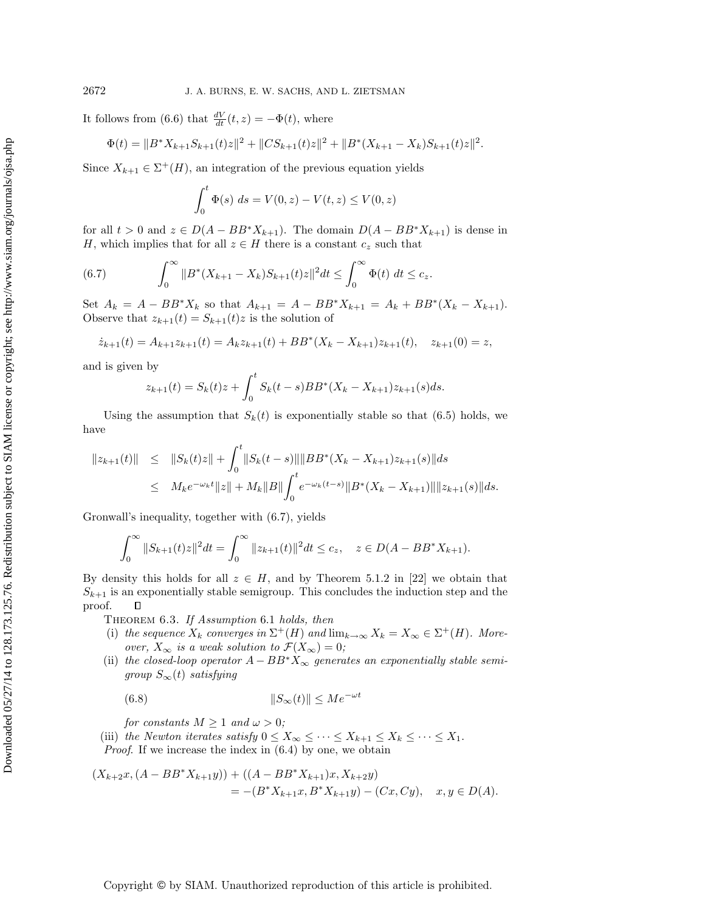It follows from (6.6) that $\frac{dV}{dt}(t,z) = -\Phi(t)$, where

$$\Phi(t) = \|B^* X_{k+1} S_{k+1}(t) z\|^2 + \|C S_{k+1}(t) z\|^2 + \|B^*(X_{k+1} - X_k) S_{k+1}(t) z\|^2.$$

Since $X_{k+1} \in \Sigma^+(H)$, an integration of the previous equation yields

$$\int_0^t \Phi(s)\, ds = V(0,z) - V(t,z) \leq V(0,z)$$

for all $t > 0$ and $z \in D(A - BB^* X_{k+1})$. The domain $D(A - BB^* X_{k+1})$ is dense in $H$, which implies that for all $z \in H$ there is a constant $c_z$ such that

$$\int_0^\infty \|B^*(X_{k+1} - X_k) S_{k+1}(t) z\|^2 dt \leq \int_0^\infty \Phi(t)\, dt \leq c_z. \tag{6.7}$$

Set $A_k = A - BB^* X_k$ so that $A_{k+1} = A - BB^* X_{k+1} = A_k + BB^*(X_k - X_{k+1})$. Observe that $z_{k+1}(t) = S_{k+1}(t) z$ is the solution of

$$\dot{z}_{k+1}(t) = A_{k+1} z_{k+1}(t) = A_k z_{k+1}(t) + BB^*(X_k - X_{k+1}) z_{k+1}(t), \quad z_{k+1}(0) = z,$$

and is given by

$$z_{k+1}(t) = S_k(t) z + \int_0^t S_k(t-s) BB^*(X_k - X_{k+1}) z_{k+1}(s) ds.$$

Using the assumption that $S_k(t)$ is exponentially stable so that (6.5) holds, we have

$$\begin{aligned}
\|z_{k+1}(t)\| &\leq \|S_k(t) z\| + \int_0^t \|S_k(t-s)\| \|BB^*(X_k - X_{k+1}) z_{k+1}(s)\| ds \\
&\leq M_k e^{-\omega_k t} \|z\| + M_k \|B\| \int_0^t e^{-\omega_k (t-s)} \|B^*(X_k - X_{k+1})\| \|z_{k+1}(s)\| ds.
\end{aligned}$$

Gronwall's inequality, together with (6.7), yields

$$\int_0^\infty \|S_{k+1}(t) z\|^2 dt = \int_0^\infty \|z_{k+1}(t)\|^2 dt \leq c_z, \quad z \in D(A - BB^* X_{k+1}).$$

By density this holds for all $z \in H$, and by Theorem 5.1.2 in [22] we obtain that $S_{k+1}$ is an exponentially stable semigroup. This concludes the induction step and the proof. □

THEOREM 6.3. *If Assumption* 6.1 *holds, then*

(i) *the sequence $X_k$ converges in $\Sigma^+(H)$ and $\lim_{k \to \infty} X_k = X_\infty \in \Sigma^+(H)$. Moreover, $X_\infty$ is a weak solution to $\mathcal{F}(X_\infty) = 0$;*

(ii) *the closed-loop operator $A - BB^* X_\infty$ generates an exponentially stable semigroup $S_\infty(t)$ satisfying*

$$\|S_\infty(t)\| \leq M e^{-\omega t} \tag{6.8}$$

*for constants $M \geq 1$ and $\omega > 0$;*

(iii) *the Newton iterates satisfy $0 \leq X_\infty \leq \cdots \leq X_{k+1} \leq X_k \leq \cdots \leq X_1$.*

*Proof*. If we increase the index in (6.4) by one, we obtain

$$\begin{aligned}
(X_{k+2} x, (A - BB^* X_{k+1} y)) &+ ((A - BB^* X_{k+1}) x, X_{k+2} y) \\
&= -(B^* X_{k+1} x, B^* X_{k+1} y) - (Cx, Cy), \quad x, y \in D(A).
\end{aligned}$$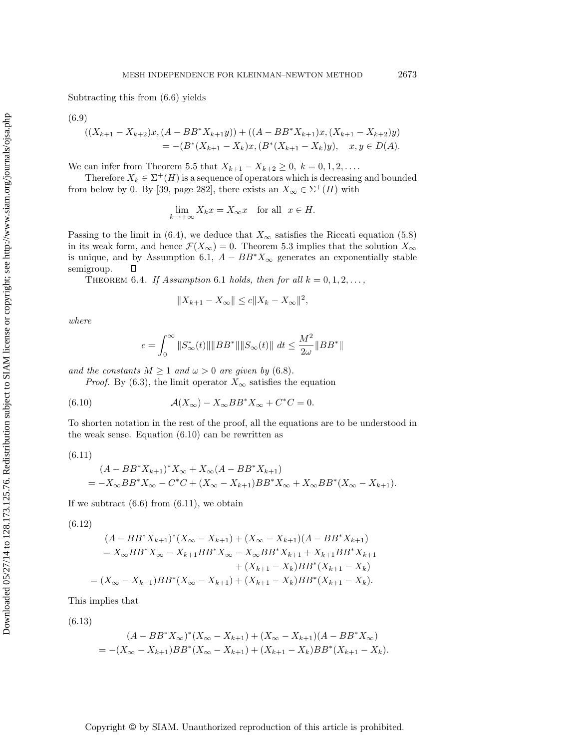Subtracting this from (6.6) yields

$$
\begin{aligned}
&((X_{k+1} - X_{k+2})x, (A - BB^*X_{k+1}y)) + ((A - BB^*X_{k+1})x, (X_{k+1} - X_{k+2})y) \\
&\qquad = -(B^*(X_{k+1} - X_k)x, (B^*(X_{k+1} - X_k)y), \quad x, y \in D(A).
\end{aligned} \tag{6.9}
$$

We can infer from Theorem 5.5 that $X_{k+1} - X_{k+2} \geq 0,\ k = 0, 1, 2, \ldots.$

Therefore $X_k \in \Sigma^+(H)$ is a sequence of operators which is decreasing and bounded from below by 0. By [39, page 282], there exists an $X_\infty \in \Sigma^+(H)$ with

$$
\lim_{k\to+\infty} X_k x = X_\infty x \quad \text{for all} \quad x \in H.
$$

Passing to the limit in (6.4), we deduce that $X_\infty$ satisfies the Riccati equation (5.8) in its weak form, and hence $\mathcal{F}(X_\infty) = 0$. Theorem 5.3 implies that the solution $X_\infty$ is unique, and by Assumption 6.1, $A - BB^*X_\infty$ generates an exponentially stable semigroup. ◻

THEOREM 6.4. *If Assumption* 6.1 *holds, then for all* $k = 0, 1, 2, \ldots,$

$$
\|X_{k+1} - X_\infty\| \leq c\|X_k - X_\infty\|^2,
$$

*where*

$$
c = \int_0^\infty \|S_\infty^*(t)\|\|BB^*\|\|S_\infty(t)\|\, dt \leq \frac{M^2}{2\omega}\|BB^*\|
$$

*and the constants* $M \geq 1$ *and* $\omega > 0$ *are given by* (6.8).

*Proof.* By (6.3), the limit operator $X_\infty$ satisfies the equation

$$
\mathcal{A}(X_\infty) - X_\infty BB^*X_\infty + C^*C = 0. \tag{6.10}
$$

To shorten notation in the rest of the proof, all the equations are to be understood in the weak sense. Equation (6.10) can be rewritten as

$$
\begin{aligned}
&(A - BB^*X_{k+1})^*X_\infty + X_\infty(A - BB^*X_{k+1}) \\
&\quad = -X_\infty BB^*X_\infty - C^*C + (X_\infty - X_{k+1})BB^*X_\infty + X_\infty BB^*(X_\infty - X_{k+1}).
\end{aligned} \tag{6.11}
$$

If we subtract (6.6) from (6.11), we obtain

$$
\begin{aligned}
&(A - BB^*X_{k+1})^*(X_\infty - X_{k+1}) + (X_\infty - X_{k+1})(A - BB^*X_{k+1}) \\
&\quad = X_\infty BB^*X_\infty - X_{k+1}BB^*X_\infty - X_\infty BB^*X_{k+1} + X_{k+1}BB^*X_{k+1} \\
&\qquad\qquad + (X_{k+1} - X_k)BB^*(X_{k+1} - X_k) \\
&\quad = (X_\infty - X_{k+1})BB^*(X_\infty - X_{k+1}) + (X_{k+1} - X_k)BB^*(X_{k+1} - X_k).
\end{aligned} \tag{6.12}
$$

This implies that

$$
\begin{aligned}
&(A - BB^*X_\infty)^*(X_\infty - X_{k+1}) + (X_\infty - X_{k+1})(A - BB^*X_\infty) \\
&\quad = -(X_\infty - X_{k+1})BB^*(X_\infty - X_{k+1}) + (X_{k+1} - X_k)BB^*(X_{k+1} - X_k).
\end{aligned} \tag{6.13}
$$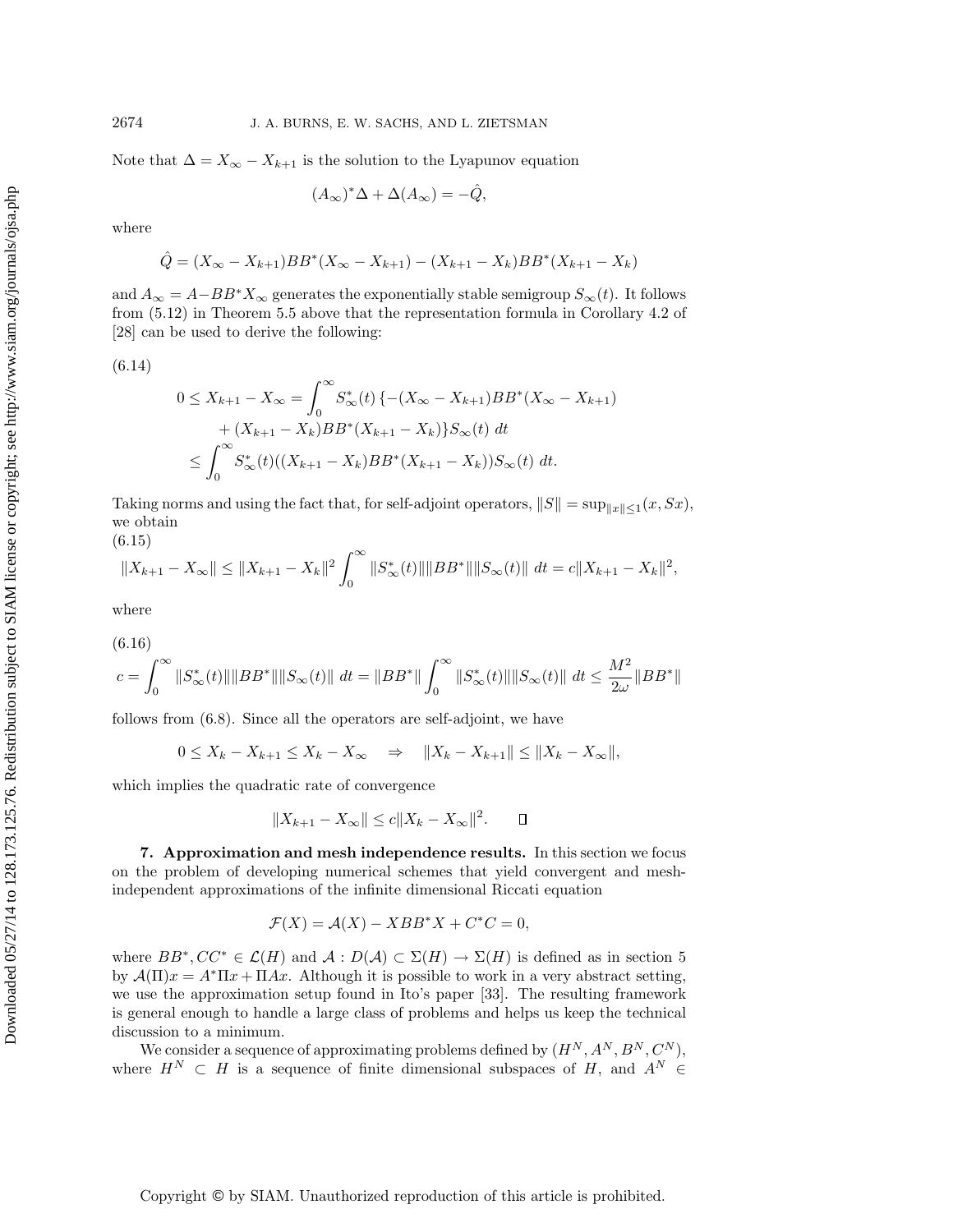Note that $\Delta = X_\infty - X_{k+1}$ is the solution to the Lyapunov equation

$$(A_\infty)^*\Delta + \Delta(A_\infty) = -\hat{Q},$$

where

$$\hat{Q} = (X_\infty - X_{k+1})BB^*(X_\infty - X_{k+1}) - (X_{k+1} - X_k)BB^*(X_{k+1} - X_k)$$

and $A_\infty = A - BB^*X_\infty$ generates the exponentially stable semigroup $S_\infty(t)$. It follows from (5.12) in Theorem 5.5 above that the representation formula in Corollary 4.2 of [28] can be used to derive the following:

(6.14)

$$\begin{aligned}
0 \le X_{k+1} - X_\infty = \int_0^\infty & S_\infty^*(t)\{-(X_\infty - X_{k+1})BB^*(X_\infty - X_{k+1}) \\
&+ (X_{k+1} - X_k)BB^*(X_{k+1} - X_k)\}S_\infty(t)\, dt \\
\le \int_0^\infty & S_\infty^*(t)((X_{k+1} - X_k)BB^*(X_{k+1} - X_k))S_\infty(t)\, dt.
\end{aligned}$$

Taking norms and using the fact that, for self-adjoint operators, $\|S\| = \sup_{\|x\|\le 1}(x, Sx)$, we obtain

(6.15)

$$\|X_{k+1} - X_\infty\| \le \|X_{k+1} - X_k\|^2 \int_0^\infty \|S_\infty^*(t)\|\|BB^*\|\|S_\infty(t)\|\, dt = c\|X_{k+1} - X_k\|^2,$$

where

(6.16)

$$c = \int_0^\infty \|S_\infty^*(t)\|\|BB^*\|\|S_\infty(t)\|\, dt = \|BB^*\| \int_0^\infty \|S_\infty^*(t)\|\|S_\infty(t)\|\, dt \le \frac{M^2}{2\omega}\|BB^*\|$$

follows from (6.8). Since all the operators are self-adjoint, we have

$$0 \le X_k - X_{k+1} \le X_k - X_\infty \quad \Rightarrow \quad \|X_k - X_{k+1}\| \le \|X_k - X_\infty\|,$$

which implies the quadratic rate of convergence

$$\|X_{k+1} - X_\infty\| \le c\|X_k - X_\infty\|^2. \qquad \square$$

## 7. Approximation and mesh independence results.

In this section we focus on the problem of developing numerical schemes that yield convergent and mesh-independent approximations of the infinite dimensional Riccati equation

$$\mathcal{F}(X) = \mathcal{A}(X) - XBB^*X + C^*C = 0,$$

where $BB^*, CC^* \in \mathcal{L}(H)$ and $\mathcal{A} : D(\mathcal{A}) \subset \Sigma(H) \to \Sigma(H)$ is defined as in section 5 by $\mathcal{A}(\Pi)x = A^*\Pi x + \Pi Ax$. Although it is possible to work in a very abstract setting, we use the approximation setup found in Ito's paper [33]. The resulting framework is general enough to handle a large class of problems and helps us keep the technical discussion to a minimum.

We consider a sequence of approximating problems defined by $(H^N, A^N, B^N, C^N)$, where $H^N \subset H$ is a sequence of finite dimensional subspaces of $H$, and $A^N \in$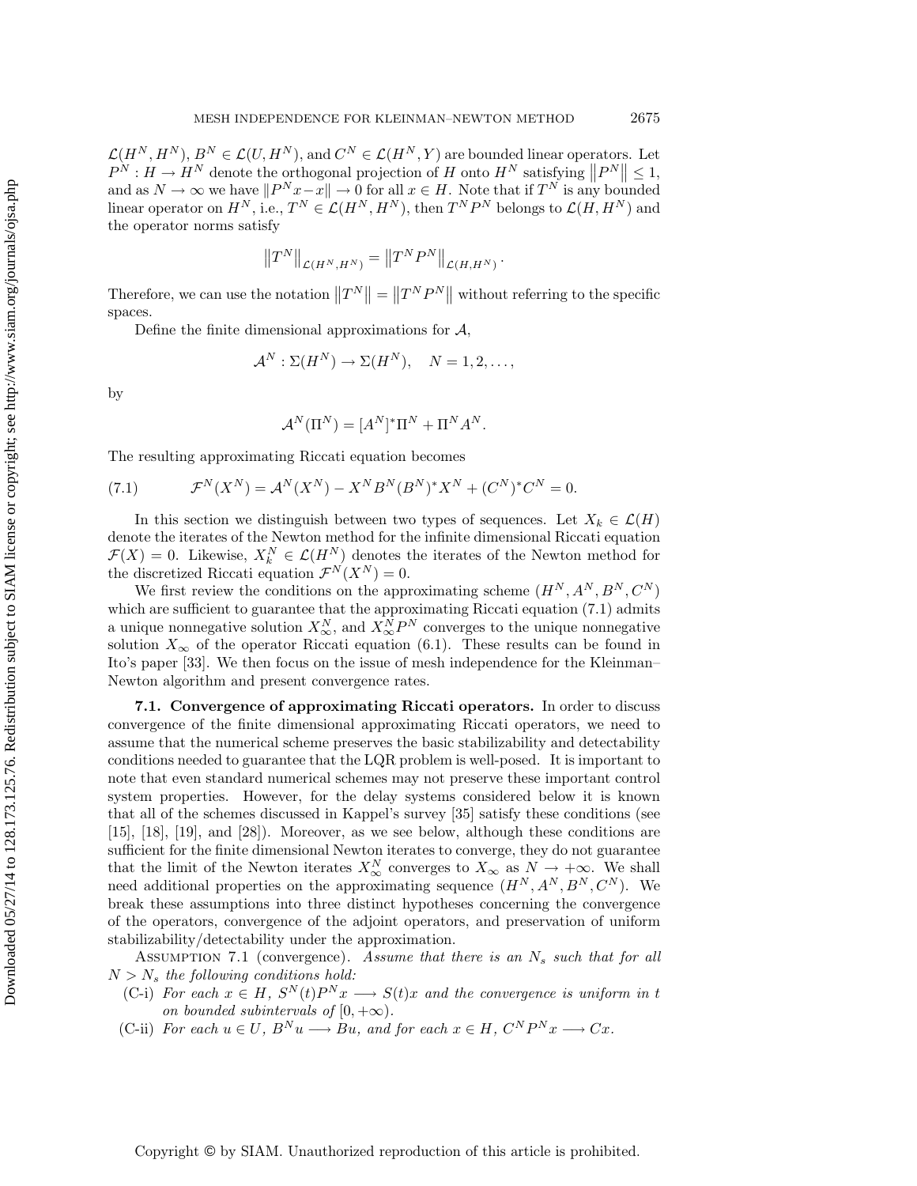$\mathcal{L}(H^N, H^N)$, $B^N \in \mathcal{L}(U, H^N)$, and $C^N \in \mathcal{L}(H^N, Y)$ are bounded linear operators. Let $P^N : H \to H^N$ denote the orthogonal projection of $H$ onto $H^N$ satisfying $\|P^N\| \leq 1$, and as $N \to \infty$ we have $\|P^N x - x\| \to 0$ for all $x \in H$. Note that if $T^N$ is any bounded linear operator on $H^N$, i.e., $T^N \in \mathcal{L}(H^N, H^N)$, then $T^N P^N$ belongs to $\mathcal{L}(H, H^N)$ and the operator norms satisfy

$$\|T^N\|_{\mathcal{L}(H^N, H^N)} = \|T^N P^N\|_{\mathcal{L}(H, H^N)}.$$

Therefore, we can use the notation $\|T^N\| = \|T^N P^N\|$ without referring to the specific spaces.

Define the finite dimensional approximations for $\mathcal{A}$,

$$\mathcal{A}^N : \Sigma(H^N) \to \Sigma(H^N), \quad N = 1, 2, \ldots,$$

by

$$\mathcal{A}^N(\Pi^N) = [A^N]^* \Pi^N + \Pi^N A^N.$$

The resulting approximating Riccati equation becomes

$$\mathcal{F}^N(X^N) = \mathcal{A}^N(X^N) - X^N B^N (B^N)^* X^N + (C^N)^* C^N = 0. \tag{7.1}$$

In this section we distinguish between two types of sequences. Let $X_k \in \mathcal{L}(H)$ denote the iterates of the Newton method for the infinite dimensional Riccati equation $\mathcal{F}(X) = 0$. Likewise, $X_k^N \in \mathcal{L}(H^N)$ denotes the iterates of the Newton method for the discretized Riccati equation $\mathcal{F}^N(X^N) = 0$.

We first review the conditions on the approximating scheme $(H^N, A^N, B^N, C^N)$ which are sufficient to guarantee that the approximating Riccati equation (7.1) admits a unique nonnegative solution $X_\infty^N$, and $X_\infty^N P^N$ converges to the unique nonnegative solution $X_\infty$ of the operator Riccati equation (6.1). These results can be found in Ito's paper [33]. We then focus on the issue of mesh independence for the Kleinman–Newton algorithm and present convergence rates.

**7.1. Convergence of approximating Riccati operators.** In order to discuss convergence of the finite dimensional approximating Riccati operators, we need to assume that the numerical scheme preserves the basic stabilizability and detectability conditions needed to guarantee that the LQR problem is well-posed. It is important to note that even standard numerical schemes may not preserve these important control system properties. However, for the delay systems considered below it is known that all of the schemes discussed in Kappel's survey [35] satisfy these conditions (see [15], [18], [19], and [28]). Moreover, as we see below, although these conditions are sufficient for the finite dimensional Newton iterates to converge, they do not guarantee that the limit of the Newton iterates $X_\infty^N$ converges to $X_\infty$ as $N \to +\infty$. We shall need additional properties on the approximating sequence $(H^N, A^N, B^N, C^N)$. We break these assumptions into three distinct hypotheses concerning the convergence of the operators, convergence of the adjoint operators, and preservation of uniform stabilizability/detectability under the approximation.

Assumption 7.1 (convergence). *Assume that there is an $N_s$ such that for all $N > N_s$ the following conditions hold:*

- (C-i) *For each $x \in H$, $S^N(t) P^N x \longrightarrow S(t)x$ and the convergence is uniform in $t$ on bounded subintervals of $[0, +\infty)$.*
- (C-ii) *For each $u \in U$, $B^N u \longrightarrow Bu$, and for each $x \in H$, $C^N P^N x \longrightarrow Cx$.*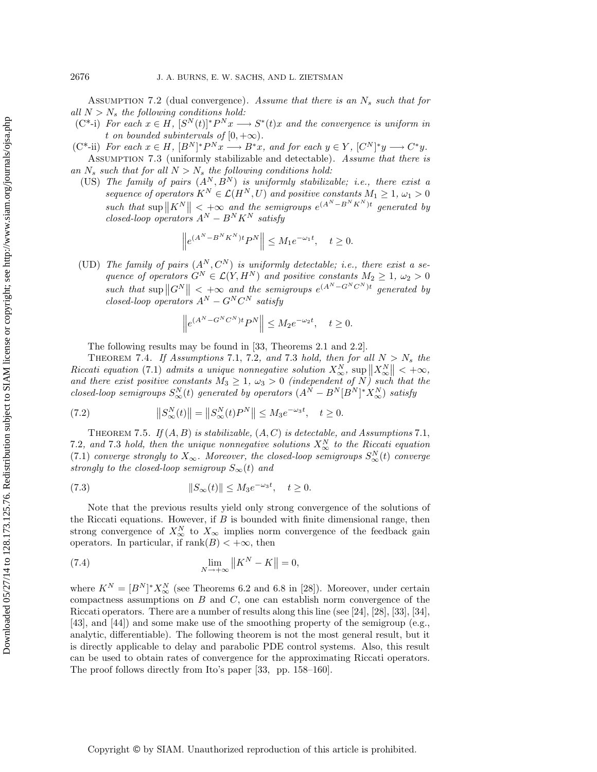ASSUMPTION 7.2 (dual convergence). *Assume that there is an $N_s$ such that for all $N > N_s$ the following conditions hold:*

(C*-i) *For each $x \in H$, $[S^N(t)]^* P^N x \longrightarrow S^*(t)x$ and the convergence is uniform in $t$ on bounded subintervals of $[0, +\infty)$.*

(C*-ii) *For each $x \in H$, $[B^N]^* P^N x \longrightarrow B^* x$, and for each $y \in Y$, $[C^N]^* y \longrightarrow C^* y$.*

ASSUMPTION 7.3 (uniformly stabilizable and detectable). *Assume that there is an $N_s$ such that for all $N > N_s$ the following conditions hold:*

(US) *The family of pairs $(A^N, B^N)$ is uniformly stabilizable; i.e., there exist a sequence of operators $K^N \in \mathcal{L}(H^N, U)$ and positive constants $M_1 \geq 1$, $\omega_1 > 0$ such that $\sup \|K^N\| < +\infty$ and the semigroups $e^{(A^N - B^N K^N)t}$ generated by closed-loop operators $A^N - B^N K^N$ satisfy*

$$\left\| e^{(A^N - B^N K^N)t} P^N \right\| \leq M_1 e^{-\omega_1 t}, \quad t \geq 0.$$

(UD) *The family of pairs $(A^N, C^N)$ is uniformly detectable; i.e., there exist a sequence of operators $G^N \in \mathcal{L}(Y, H^N)$ and positive constants $M_2 \geq 1$, $\omega_2 > 0$ such that $\sup \|G^N\| < +\infty$ and the semigroups $e^{(A^N - G^N C^N)t}$ generated by closed-loop operators $A^N - G^N C^N$ satisfy*

$$\left\| e^{(A^N - G^N C^N)t} P^N \right\| \leq M_2 e^{-\omega_2 t}, \quad t \geq 0.$$

The following results may be found in [33, Theorems 2.1 and 2.2].

THEOREM 7.4. *If Assumptions 7.1, 7.2, and 7.3 hold, then for all $N > N_s$ the Riccati equation (7.1) admits a unique nonnegative solution $X_\infty^N$, $\sup \|X_\infty^N\| < +\infty$, and there exist positive constants $M_3 \geq 1$, $\omega_3 > 0$ (independent of $N$) such that the closed-loop semigroups $S_\infty^N(t)$ generated by operators $(A^N - B^N [B^N]^* X_\infty^N)$ satisfy*

$$\left\| S_\infty^N(t) \right\| = \left\| S_\infty^N(t) P^N \right\| \leq M_3 e^{-\omega_3 t}, \quad t \geq 0. \tag{7.2}$$

THEOREM 7.5. *If $(A, B)$ is stabilizable, $(A, C)$ is detectable, and Assumptions 7.1, 7.2, and 7.3 hold, then the unique nonnegative solutions $X_\infty^N$ to the Riccati equation (7.1) converge strongly to $X_\infty$. Moreover, the closed-loop semigroups $S_\infty^N(t)$ converge strongly to the closed-loop semigroup $S_\infty(t)$ and*

$$\|S_\infty(t)\| \leq M_3 e^{-\omega_3 t}, \quad t \geq 0. \tag{7.3}$$

Note that the previous results yield only strong convergence of the solutions of the Riccati equations. However, if $B$ is bounded with finite dimensional range, then strong convergence of $X_\infty^N$ to $X_\infty$ implies norm convergence of the feedback gain operators. In particular, if $\operatorname{rank}(B) < +\infty$, then

$$\lim_{N \to +\infty} \left\| K^N - K \right\| = 0, \tag{7.4}$$

where $K^N = [B^N]^* X_\infty^N$ (see Theorems 6.2 and 6.8 in [28]). Moreover, under certain compactness assumptions on $B$ and $C$, one can establish norm convergence of the Riccati operators. There are a number of results along this line (see [24], [28], [33], [34], [43], and [44]) and some make use of the smoothing property of the semigroup (e.g., analytic, differentiable). The following theorem is not the most general result, but it is directly applicable to delay and parabolic PDE control systems. Also, this result can be used to obtain rates of convergence for the approximating Riccati operators. The proof follows directly from Ito's paper [33, pp. 158–160].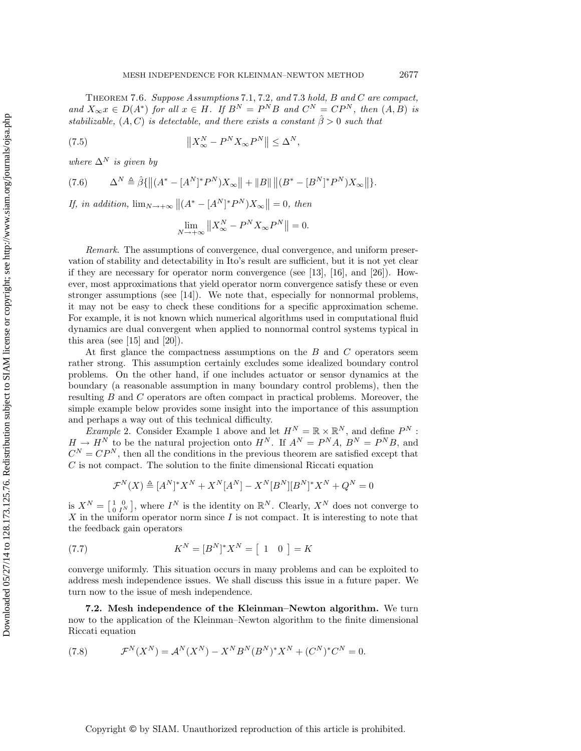**Theorem 7.6.** *Suppose Assumptions* 7.1, 7.2, *and* 7.3 *hold, $B$ and $C$ are compact, and $X_\infty x \in D(A^*)$ for all $x \in H$. If $B^N = P^N B$ and $C^N = CP^N$, then $(A, B)$ is stabilizable, $(A, C)$ is detectable, and there exists a constant $\hat{\beta} > 0$ such that*

$$\left\| X_\infty^N - P^N X_\infty P^N \right\| \le \Delta^N, \tag{7.5}$$

*where $\Delta^N$ is given by*

$$\Delta^N \triangleq \hat{\beta}\{\left\|(A^* - [A^N]^* P^N)X_\infty\right\| + \|B\| \left\|(B^* - [B^N]^* P^N)X_\infty\right\|\}. \tag{7.6}$$

*If, in addition, $\lim_{N \to +\infty} \left\|(A^* - [A^N]^* P^N)X_\infty\right\| = 0$, then*

$$\lim_{N \to +\infty} \left\| X_\infty^N - P^N X_\infty P^N \right\| = 0.$$

*Remark.* The assumptions of convergence, dual convergence, and uniform preservation of stability and detectability in Ito's result are sufficient, but it is not yet clear if they are necessary for operator norm convergence (see [13], [16], and [26]). However, most approximations that yield operator norm convergence satisfy these or even stronger assumptions (see [14]). We note that, especially for nonnormal problems, it may not be easy to check these conditions for a specific approximation scheme. For example, it is not known which numerical algorithms used in computational fluid dynamics are dual convergent when applied to nonnormal control systems typical in this area (see [15] and [20]).

At first glance the compactness assumptions on the $B$ and $C$ operators seem rather strong. This assumption certainly excludes some idealized boundary control problems. On the other hand, if one includes actuator or sensor dynamics at the boundary (a reasonable assumption in many boundary control problems), then the resulting $B$ and $C$ operators are often compact in practical problems. Moreover, the simple example below provides some insight into the importance of this assumption and perhaps a way out of this technical difficulty.

*Example* 2. Consider Example 1 above and let $H^N = \mathbb{R} \times \mathbb{R}^N$, and define $P^N : H \to H^N$ to be the natural projection onto $H^N$. If $A^N = P^N A$, $B^N = P^N B$, and $C^N = CP^N$, then all the conditions in the previous theorem are satisfied except that $C$ is not compact. The solution to the finite dimensional Riccati equation

$$\mathcal{F}^N(X) \triangleq [A^N]^* X^N + X^N [A^N] - X^N [B^N][B^N]^* X^N + Q^N = 0$$

is $X^N = \left[\begin{smallmatrix} 1 & 0 \\ 0 & I^N \end{smallmatrix}\right]$, where $I^N$ is the identity on $\mathbb{R}^N$. Clearly, $X^N$ does not converge to $X$ in the uniform operator norm since $I$ is not compact. It is interesting to note that the feedback gain operators

$$K^N = [B^N]^* X^N = \left[\begin{array}{cc} 1 & 0 \end{array}\right] = K \tag{7.7}$$

converge uniformly. This situation occurs in many problems and can be exploited to address mesh independence issues. We shall discuss this issue in a future paper. We turn now to the issue of mesh independence.

### 7.2. Mesh independence of the Kleinman–Newton algorithm.

We turn now to the application of the Kleinman–Newton algorithm to the finite dimensional Riccati equation

$$\mathcal{F}^N(X^N) = \mathcal{A}^N(X^N) - X^N B^N (B^N)^* X^N + (C^N)^* C^N = 0. \tag{7.8}$$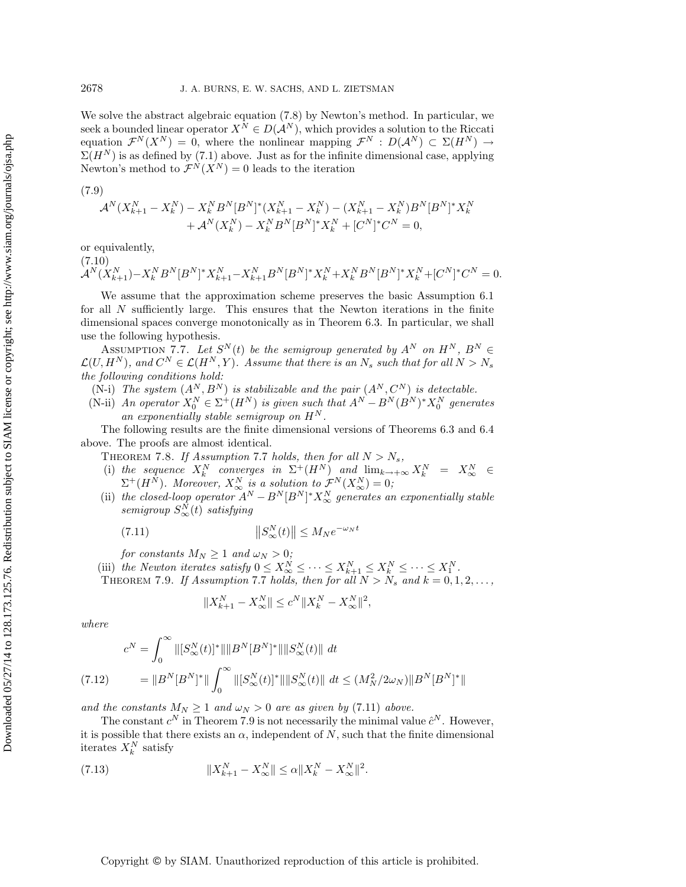We solve the abstract algebraic equation (7.8) by Newton's method. In particular, we seek a bounded linear operator $X^N \in D(\mathcal{A}^N)$, which provides a solution to the Riccati equation $\mathcal{F}^N(X^N) = 0$, where the nonlinear mapping $\mathcal{F}^N : D(\mathcal{A}^N) \subset \Sigma(H^N) \to \Sigma(H^N)$ is as defined by (7.1) above. Just as for the infinite dimensional case, applying Newton's method to $\mathcal{F}^N(X^N) = 0$ leads to the iteration

$$
\begin{aligned}
\mathcal{A}^N(X^N_{k+1} - X^N_k) - X^N_k B^N [B^N]^* (X^N_{k+1} - X^N_k) - (X^N_{k+1} - X^N_k) B^N [B^N]^* X^N_k \\
+ \mathcal{A}^N(X^N_k) - X^N_k B^N [B^N]^* X^N_k + [C^N]^* C^N = 0,
\end{aligned}
\tag{7.9}
$$

or equivalently,

$$
\mathcal{A}^N(X^N_{k+1}) - X^N_k B^N [B^N]^* X^N_{k+1} - X^N_{k+1} B^N [B^N]^* X^N_k + X^N_k B^N [B^N]^* X^N_k + [C^N]^* C^N = 0.
\tag{7.10}
$$

We assume that the approximation scheme preserves the basic Assumption 6.1 for all $N$ sufficiently large. This ensures that the Newton iterations in the finite dimensional spaces converge monotonically as in Theorem 6.3. In particular, we shall use the following hypothesis.

Assumption 7.7. *Let $S^N(t)$ be the semigroup generated by $A^N$ on $H^N$, $B^N \in \mathcal{L}(U, H^N)$, and $C^N \in \mathcal{L}(H^N, Y)$. Assume that there is an $N_s$ such that for all $N > N_s$ the following conditions hold:*

- (N-i) *The system $(A^N, B^N)$ is stabilizable and the pair $(A^N, C^N)$ is detectable.*
- (N-ii) *An operator $X^N_0 \in \Sigma^+(H^N)$ is given such that $A^N - B^N (B^N)^* X^N_0$ generates an exponentially stable semigroup on $H^N$.*

The following results are the finite dimensional versions of Theorems 6.3 and 6.4 above. The proofs are almost identical.

Theorem 7.8. *If Assumption 7.7 holds, then for all $N > N_s$,*

- (i) *the sequence $X^N_k$ converges in $\Sigma^+(H^N)$ and $\lim_{k \to +\infty} X^N_k = X^N_\infty \in \Sigma^+(H^N)$. Moreover, $X^N_\infty$ is a solution to $\mathcal{F}^N(X^N_\infty) = 0$;*
- (ii) *the closed-loop operator $A^N - B^N [B^N]^* X^N_\infty$ generates an exponentially stable semigroup $S^N_\infty(t)$ satisfying*

$$
\left\| S^N_\infty(t) \right\| \le M_N e^{-\omega_N t}
\tag{7.11}
$$

*for constants $M_N \ge 1$ and $\omega_N > 0$;*

- (iii) *the Newton iterates satisfy $0 \le X^N_\infty \le \cdots \le X^N_{k+1} \le X^N_k \le \cdots \le X^N_1$.*

Theorem 7.9. *If Assumption 7.7 holds, then for all $N > N_s$ and $k = 0, 1, 2, \ldots,$*

$$
\|X^N_{k+1} - X^N_\infty\| \le c^N \|X^N_k - X^N_\infty\|^2,
$$

*where*

$$
\begin{aligned}
c^N &= \int_0^\infty \|[S^N_\infty(t)]^*\| \|B^N [B^N]^*\| \|S^N_\infty(t)\| \, dt \\
&= \|B^N [B^N]^*\| \int_0^\infty \|[S^N_\infty(t)]^*\| \|S^N_\infty(t)\| \, dt \le (M_N^2 / 2\omega_N) \|B^N [B^N]^*\|
\end{aligned}
\tag{7.12}
$$

*and the constants $M_N \ge 1$ and $\omega_N > 0$ are as given by (7.11) above.*

The constant $c^N$ in Theorem 7.9 is not necessarily the minimal value $\hat{c}^N$. However, it is possible that there exists an $\alpha$, independent of $N$, such that the finite dimensional iterates $X^N_k$ satisfy

$$
\|X^N_{k+1} - X^N_\infty\| \le \alpha \|X^N_k - X^N_\infty\|^2.
\tag{7.13}
$$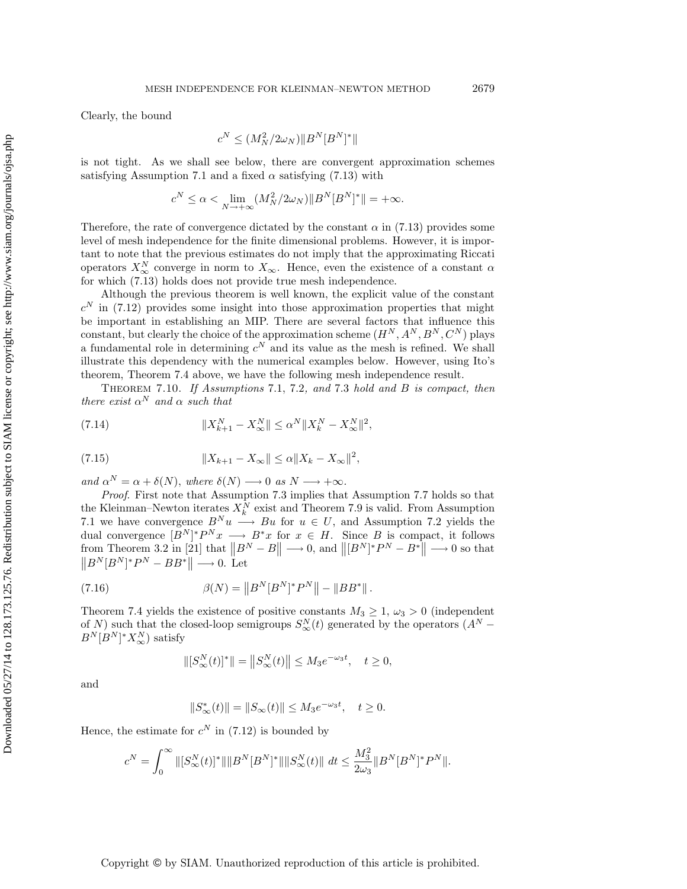Clearly, the bound

$$c^N \leq (M_N^2/2\omega_N)\|B^N[B^N]^*\|$$

is not tight. As we shall see below, there are convergent approximation schemes satisfying Assumption 7.1 and a fixed $\alpha$ satisfying (7.13) with

$$c^N \leq \alpha < \lim_{N\to+\infty}(M_N^2/2\omega_N)\|B^N[B^N]^*\| = +\infty.$$

Therefore, the rate of convergence dictated by the constant $\alpha$ in (7.13) provides some level of mesh independence for the finite dimensional problems. However, it is important to note that the previous estimates do not imply that the approximating Riccati operators $X_\infty^N$ converge in norm to $X_\infty$. Hence, even the existence of a constant $\alpha$ for which (7.13) holds does not provide true mesh independence.

Although the previous theorem is well known, the explicit value of the constant $c^N$ in (7.12) provides some insight into those approximation properties that might be important in establishing an MIP. There are several factors that influence this constant, but clearly the choice of the approximation scheme $(H^N, A^N, B^N, C^N)$ plays a fundamental role in determining $c^N$ and its value as the mesh is refined. We shall illustrate this dependency with the numerical examples below. However, using Ito's theorem, Theorem 7.4 above, we have the following mesh independence result.

Theorem 7.10. *If Assumptions* 7.1, 7.2, *and* 7.3 *hold and $B$ is compact, then there exist $\alpha^N$ and $\alpha$ such that*

$$\|X_{k+1}^N - X_\infty^N\| \leq \alpha^N \|X_k^N - X_\infty^N\|^2, \tag{7.14}$$

$$\|X_{k+1} - X_\infty\| \leq \alpha \|X_k - X_\infty\|^2, \tag{7.15}$$

*and $\alpha^N = \alpha + \delta(N)$, where $\delta(N) \longrightarrow 0$ as $N \longrightarrow +\infty$.*

*Proof.* First note that Assumption 7.3 implies that Assumption 7.7 holds so that the Kleinman–Newton iterates $X_k^N$ exist and Theorem 7.9 is valid. From Assumption 7.1 we have convergence $B^N u \longrightarrow Bu$ for $u \in U$, and Assumption 7.2 yields the dual convergence $[B^N]^* P^N x \longrightarrow B^* x$ for $x \in H$. Since $B$ is compact, it follows from Theorem 3.2 in [21] that $\|B^N - B\| \longrightarrow 0$, and $\|[B^N]^* P^N - B^*\| \longrightarrow 0$ so that $\|B^N[B^N]^* P^N - BB^*\| \longrightarrow 0$. Let

$$\beta(N) = \|B^N[B^N]^* P^N\| - \|BB^*\|. \tag{7.16}$$

Theorem 7.4 yields the existence of positive constants $M_3 \geq 1$, $\omega_3 > 0$ (independent of $N$) such that the closed-loop semigroups $S_\infty^N(t)$ generated by the operators $(A^N - B^N[B^N]^* X_\infty^N)$ satisfy

$$\|[S_\infty^N(t)]^*\| = \|S_\infty^N(t)\| \leq M_3 e^{-\omega_3 t}, \quad t \geq 0,$$

and

$$\|S_\infty^*(t)\| = \|S_\infty(t)\| \leq M_3 e^{-\omega_3 t}, \quad t \geq 0.$$

Hence, the estimate for $c^N$ in (7.12) is bounded by

$$c^N = \int_0^\infty \|[S_\infty^N(t)]^*\|\|B^N[B^N]^*\|\|S_\infty^N(t)\|\, dt \leq \frac{M_3^2}{2\omega_3}\|B^N[B^N]^* P^N\|.$$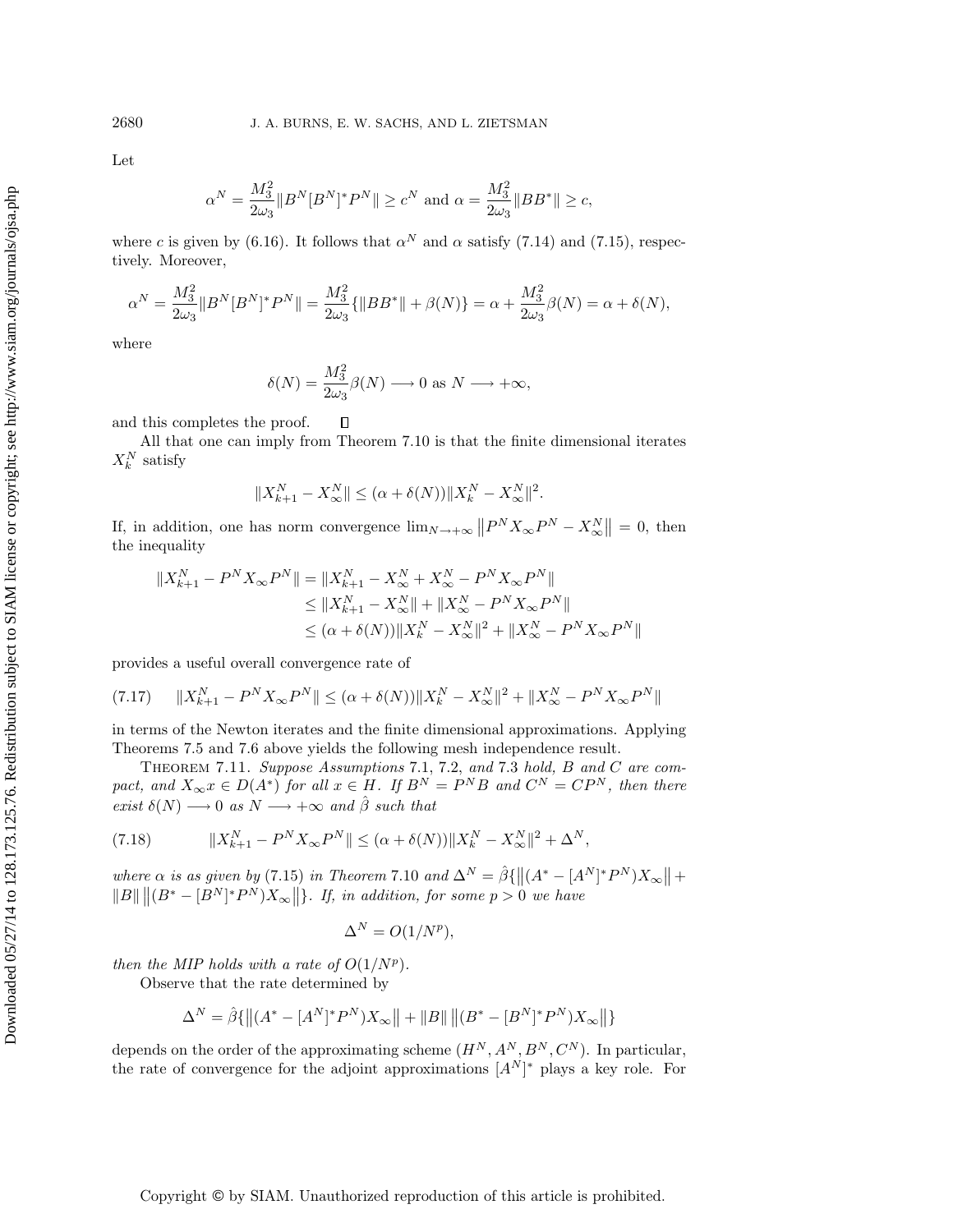Let

$$\alpha^N = \frac{M_3^2}{2\omega_3}\|B^N[B^N]^*P^N\| \geq c^N \text{ and } \alpha = \frac{M_3^2}{2\omega_3}\|BB^*\| \geq c,$$

where $c$ is given by (6.16). It follows that $\alpha^N$ and $\alpha$ satisfy (7.14) and (7.15), respectively. Moreover,

$$\alpha^N = \frac{M_3^2}{2\omega_3}\|B^N[B^N]^*P^N\| = \frac{M_3^2}{2\omega_3}\{\|BB^*\| + \beta(N)\} = \alpha + \frac{M_3^2}{2\omega_3}\beta(N) = \alpha + \delta(N),$$

where

$$\delta(N) = \frac{M_3^2}{2\omega_3}\beta(N) \longrightarrow 0 \text{ as } N \longrightarrow +\infty,$$

and this completes the proof. $\square$

All that one can imply from Theorem 7.10 is that the finite dimensional iterates $X_k^N$ satisfy

$$\|X_{k+1}^N - X_\infty^N\| \leq (\alpha + \delta(N))\|X_k^N - X_\infty^N\|^2.$$

If, in addition, one has norm convergence $\lim_{N\to+\infty}\left\|P^N X_\infty P^N - X_\infty^N\right\| = 0$, then the inequality

$$\begin{aligned}
\|X_{k+1}^N - P^N X_\infty P^N\| &= \|X_{k+1}^N - X_\infty^N + X_\infty^N - P^N X_\infty P^N\| \\
&\leq \|X_{k+1}^N - X_\infty^N\| + \|X_\infty^N - P^N X_\infty P^N\| \\
&\leq (\alpha + \delta(N))\|X_k^N - X_\infty^N\|^2 + \|X_\infty^N - P^N X_\infty P^N\|
\end{aligned}$$

provides a useful overall convergence rate of

$$\|X_{k+1}^N - P^N X_\infty P^N\| \leq (\alpha + \delta(N))\|X_k^N - X_\infty^N\|^2 + \|X_\infty^N - P^N X_\infty P^N\| \tag{7.17}$$

in terms of the Newton iterates and the finite dimensional approximations. Applying Theorems 7.5 and 7.6 above yields the following mesh independence result.

THEOREM 7.11. *Suppose Assumptions* 7.1, 7.2, *and* 7.3 *hold, $B$ and $C$ are compact, and $X_\infty x \in D(A^*)$ for all $x \in H$. If $B^N = P^N B$ and $C^N = CP^N$, then there exist $\delta(N) \longrightarrow 0$ as $N \longrightarrow +\infty$ and $\hat{\beta}$ such that*

$$\|X_{k+1}^N - P^N X_\infty P^N\| \leq (\alpha + \delta(N))\|X_k^N - X_\infty^N\|^2 + \Delta^N, \tag{7.18}$$

*where $\alpha$ is as given by* (7.15) *in Theorem* 7.10 *and $\Delta^N = \hat{\beta}\{\left\|(A^* - [A^N]^*P^N)X_\infty\right\| + \|B\|\left\|(B^* - [B^N]^*P^N)X_\infty\right\|\}$. If, in addition, for some $p > 0$ we have*

$$\Delta^N = O(1/N^p),$$

*then the MIP holds with a rate of $O(1/N^p)$.*

Observe that the rate determined by

$$\Delta^N = \hat{\beta}\{\left\|(A^* - [A^N]^*P^N)X_\infty\right\| + \|B\|\left\|(B^* - [B^N]^*P^N)X_\infty\right\|\}$$

depends on the order of the approximating scheme $(H^N, A^N, B^N, C^N)$. In particular, the rate of convergence for the adjoint approximations $[A^N]^*$ plays a key role. For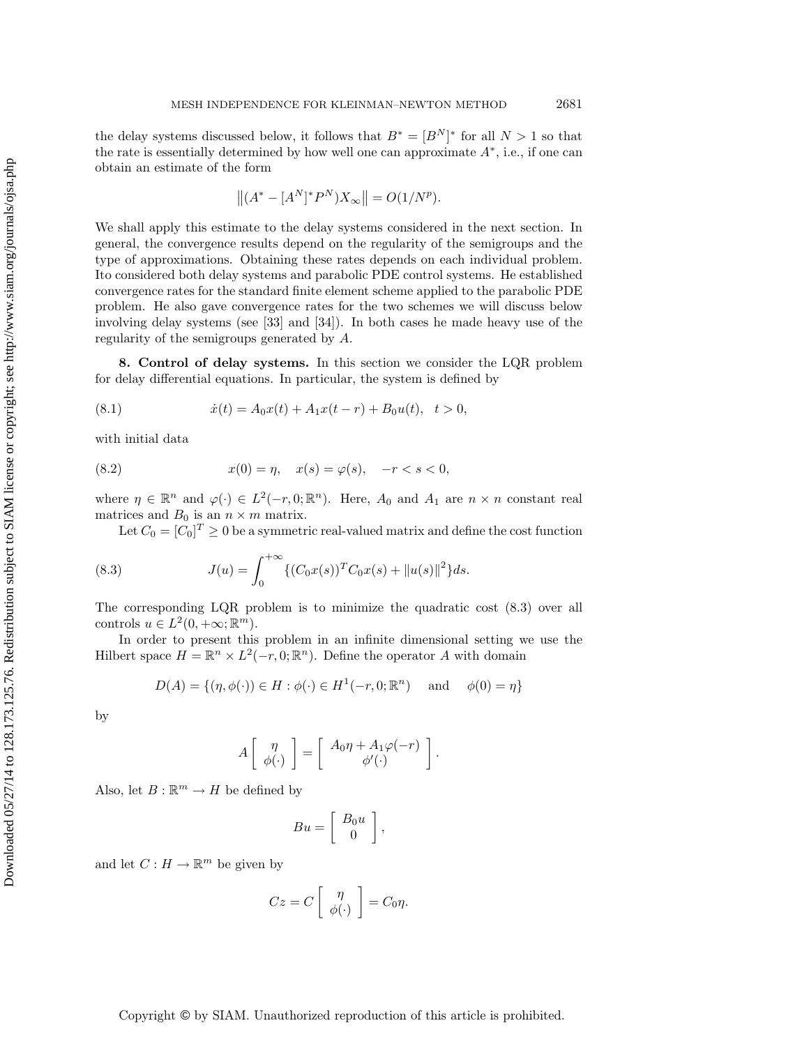the delay systems discussed below, it follows that $B^* = [B^N]^*$ for all $N > 1$ so that the rate is essentially determined by how well one can approximate $A^*$, i.e., if one can obtain an estimate of the form

$$\left\|(A^* - [A^N]^* P^N) X_\infty\right\| = O(1/N^p).$$

We shall apply this estimate to the delay systems considered in the next section. In general, the convergence results depend on the regularity of the semigroups and the type of approximations. Obtaining these rates depends on each individual problem. Ito considered both delay systems and parabolic PDE control systems. He established convergence rates for the standard finite element scheme applied to the parabolic PDE problem. He also gave convergence rates for the two schemes we will discuss below involving delay systems (see [33] and [34]). In both cases he made heavy use of the regularity of the semigroups generated by $A$.

## 8. Control of delay systems.

In this section we consider the LQR problem for delay differential equations. In particular, the system is defined by

$$\dot{x}(t) = A_0 x(t) + A_1 x(t - r) + B_0 u(t), \quad t > 0, \tag{8.1}$$

with initial data

$$x(0) = \eta, \quad x(s) = \varphi(s), \quad -r < s < 0, \tag{8.2}$$

where $\eta \in \mathbb{R}^n$ and $\varphi(\cdot) \in L^2(-r, 0; \mathbb{R}^n)$. Here, $A_0$ and $A_1$ are $n \times n$ constant real matrices and $B_0$ is an $n \times m$ matrix.

Let $C_0 = [C_0]^T \geq 0$ be a symmetric real-valued matrix and define the cost function

$$J(u) = \int_0^{+\infty} \{(C_0 x(s))^T C_0 x(s) + \|u(s)\|^2\} ds. \tag{8.3}$$

The corresponding LQR problem is to minimize the quadratic cost (8.3) over all controls $u \in L^2(0, +\infty; \mathbb{R}^m)$.

In order to present this problem in an infinite dimensional setting we use the Hilbert space $H = \mathbb{R}^n \times L^2(-r, 0; \mathbb{R}^n)$. Define the operator $A$ with domain

$$D(A) = \{(\eta, \phi(\cdot)) \in H : \phi(\cdot) \in H^1(-r, 0; \mathbb{R}^n) \quad \text{and} \quad \phi(0) = \eta\}$$

by

$$A \begin{bmatrix} \eta \\ \phi(\cdot) \end{bmatrix} = \begin{bmatrix} A_0 \eta + A_1 \varphi(-r) \\ \phi'(\cdot) \end{bmatrix}.$$

Also, let $B : \mathbb{R}^m \to H$ be defined by

$$Bu = \begin{bmatrix} B_0 u \\ 0 \end{bmatrix},$$

and let $C : H \to \mathbb{R}^m$ be given by

$$Cz = C \begin{bmatrix} \eta \\ \phi(\cdot) \end{bmatrix} = C_0 \eta.$$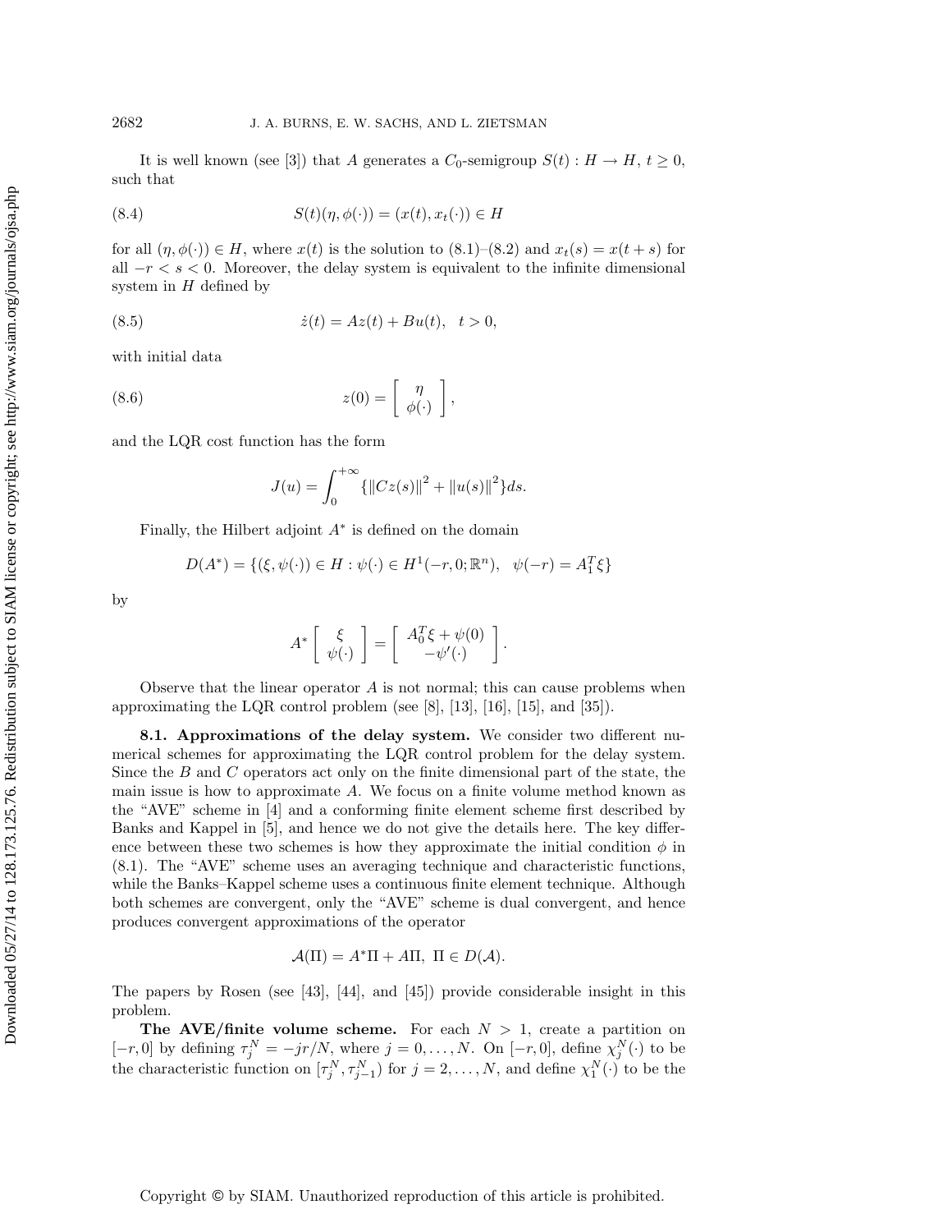It is well known (see [3]) that $A$ generates a $C_0$-semigroup $S(t) : H \to H$, $t \geq 0$, such that

$$S(t)(\eta, \phi(\cdot)) = (x(t), x_t(\cdot)) \in H \tag{8.4}$$

for all $(\eta, \phi(\cdot)) \in H$, where $x(t)$ is the solution to (8.1)–(8.2) and $x_t(s) = x(t+s)$ for all $-r < s < 0$. Moreover, the delay system is equivalent to the infinite dimensional system in $H$ defined by

$$\dot{z}(t) = Az(t) + Bu(t), \quad t > 0, \tag{8.5}$$

with initial data

$$z(0) = \begin{bmatrix} \eta \\ \phi(\cdot) \end{bmatrix}, \tag{8.6}$$

and the LQR cost function has the form

$$J(u) = \int_0^{+\infty} \{\|Cz(s)\|^2 + \|u(s)\|^2\} ds.$$

Finally, the Hilbert adjoint $A^*$ is defined on the domain

$$D(A^*) = \{(\xi, \psi(\cdot)) \in H : \psi(\cdot) \in H^1(-r, 0; \mathbb{R}^n), \quad \psi(-r) = A_1^T \xi\}$$

by

$$A^* \begin{bmatrix} \xi \\ \psi(\cdot) \end{bmatrix} = \begin{bmatrix} A_0^T \xi + \psi(0) \\ -\psi'(\cdot) \end{bmatrix}.$$

Observe that the linear operator $A$ is not normal; this can cause problems when approximating the LQR control problem (see [8], [13], [16], [15], and [35]).

**8.1. Approximations of the delay system.** We consider two different numerical schemes for approximating the LQR control problem for the delay system. Since the $B$ and $C$ operators act only on the finite dimensional part of the state, the main issue is how to approximate $A$. We focus on a finite volume method known as the "AVE" scheme in [4] and a conforming finite element scheme first described by Banks and Kappel in [5], and hence we do not give the details here. The key difference between these two schemes is how they approximate the initial condition $\phi$ in (8.1). The "AVE" scheme uses an averaging technique and characteristic functions, while the Banks–Kappel scheme uses a continuous finite element technique. Although both schemes are convergent, only the "AVE" scheme is dual convergent, and hence produces convergent approximations of the operator

$$\mathcal{A}(\Pi) = A^*\Pi + A\Pi, \ \Pi \in D(\mathcal{A}).$$

The papers by Rosen (see [43], [44], and [45]) provide considerable insight in this problem.

**The AVE/finite volume scheme.** For each $N > 1$, create a partition on $[-r, 0]$ by defining $\tau_j^N = -jr/N$, where $j = 0, \ldots, N$. On $[-r, 0]$, define $\chi_j^N(\cdot)$ to be the characteristic function on $[\tau_j^N, \tau_{j-1}^N)$ for $j = 2, \ldots, N$, and define $\chi_1^N(\cdot)$ to be the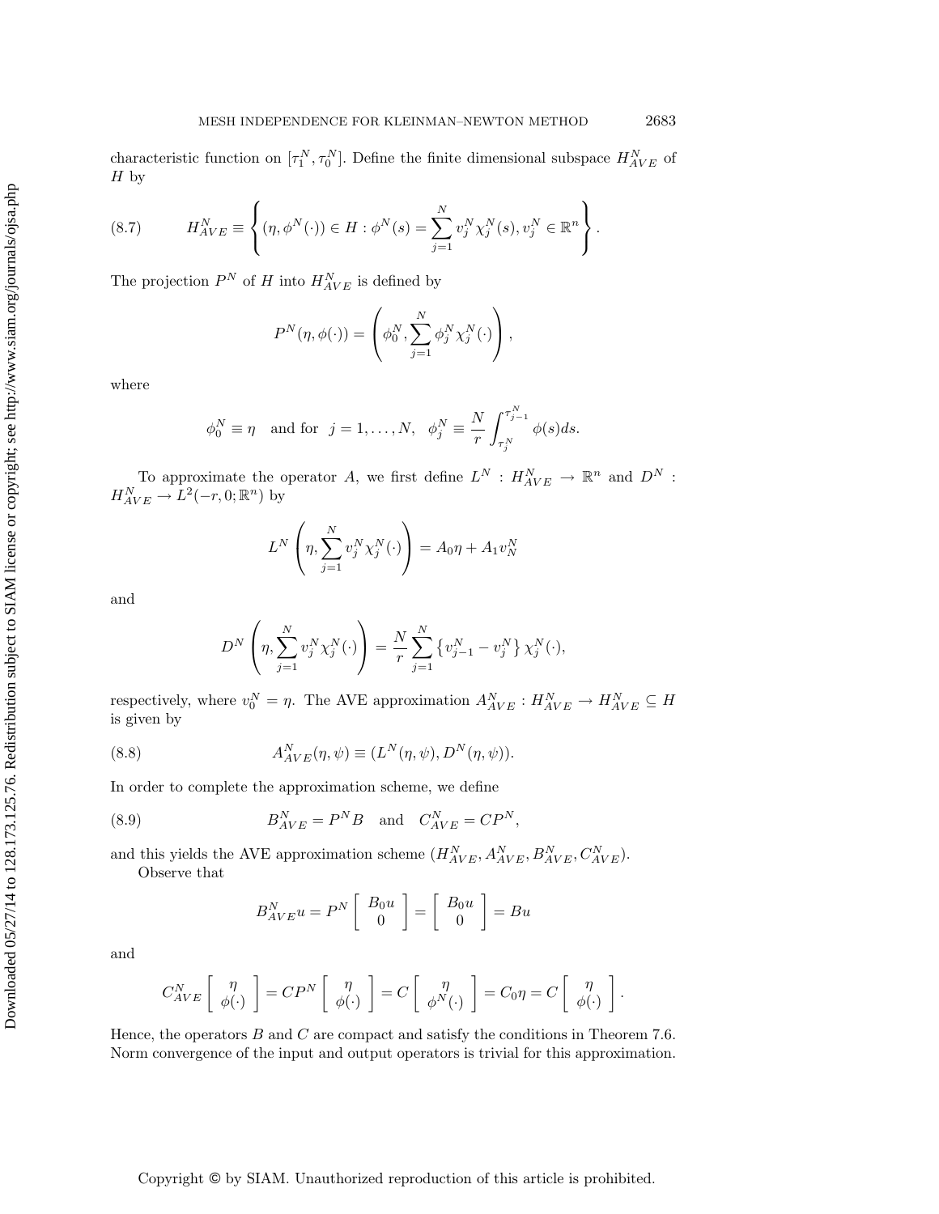characteristic function on $[\tau_1^N, \tau_0^N]$. Define the finite dimensional subspace $H_{AVE}^N$ of $H$ by

$$H_{AVE}^N \equiv \left\{ (\eta, \phi^N(\cdot)) \in H : \phi^N(s) = \sum_{j=1}^{N} v_j^N \chi_j^N(s), v_j^N \in \mathbb{R}^n \right\}. \tag{8.7}$$

The projection $P^N$ of $H$ into $H_{AVE}^N$ is defined by

$$P^N(\eta, \phi(\cdot)) = \left( \phi_0^N, \sum_{j=1}^{N} \phi_j^N \chi_j^N(\cdot) \right),$$

where

$$\phi_0^N \equiv \eta \quad \text{and for} \quad j = 1, \ldots, N, \quad \phi_j^N \equiv \frac{N}{r} \int_{\tau_j^N}^{\tau_{j-1}^N} \phi(s) ds.$$

To approximate the operator $A$, we first define $L^N : H_{AVE}^N \to \mathbb{R}^n$ and $D^N : H_{AVE}^N \to L^2(-r, 0; \mathbb{R}^n)$ by

$$L^N \left( \eta, \sum_{j=1}^{N} v_j^N \chi_j^N(\cdot) \right) = A_0 \eta + A_1 v_N^N$$

and

$$D^N \left( \eta, \sum_{j=1}^{N} v_j^N \chi_j^N(\cdot) \right) = \frac{N}{r} \sum_{j=1}^{N} \left\{ v_{j-1}^N - v_j^N \right\} \chi_j^N(\cdot),$$

respectively, where $v_0^N = \eta$. The AVE approximation $A_{AVE}^N : H_{AVE}^N \to H_{AVE}^N \subseteq H$ is given by

$$A_{AVE}^N(\eta, \psi) \equiv (L^N(\eta, \psi), D^N(\eta, \psi)). \tag{8.8}$$

In order to complete the approximation scheme, we define

$$B_{AVE}^N = P^N B \quad \text{and} \quad C_{AVE}^N = C P^N, \tag{8.9}$$

and this yields the AVE approximation scheme $(H_{AVE}^N, A_{AVE}^N, B_{AVE}^N, C_{AVE}^N)$.

Observe that

$$B_{AVE}^N u = P^N \begin{bmatrix} B_0 u \\ 0 \end{bmatrix} = \begin{bmatrix} B_0 u \\ 0 \end{bmatrix} = Bu$$

and

$$C_{AVE}^N \begin{bmatrix} \eta \\ \phi(\cdot) \end{bmatrix} = C P^N \begin{bmatrix} \eta \\ \phi(\cdot) \end{bmatrix} = C \begin{bmatrix} \eta \\ \phi^N(\cdot) \end{bmatrix} = C_0 \eta = C \begin{bmatrix} \eta \\ \phi(\cdot) \end{bmatrix}.$$

Hence, the operators $B$ and $C$ are compact and satisfy the conditions in Theorem 7.6. Norm convergence of the input and output operators is trivial for this approximation.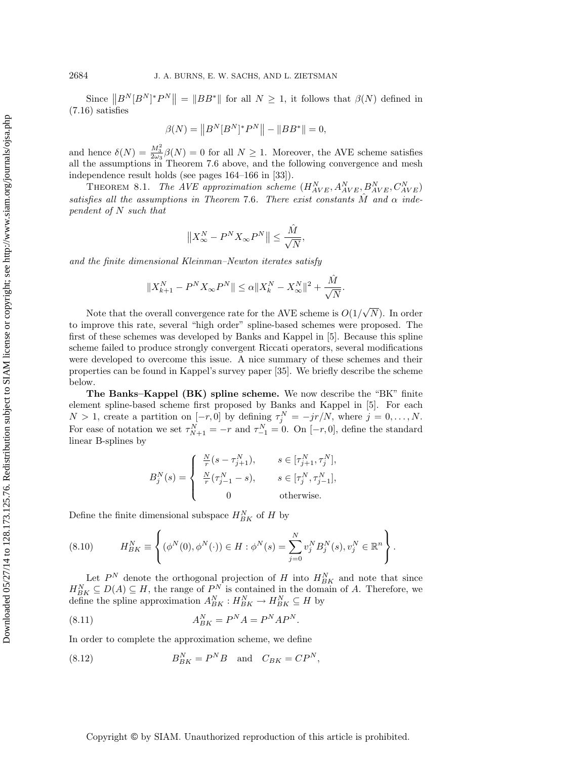Since $\|B^N[B^N]^*P^N\| = \|BB^*\|$ for all $N \geq 1$, it follows that $\beta(N)$ defined in (7.16) satisfies

$$\beta(N) = \left\|B^N[B^N]^*P^N\right\| - \|BB^*\| = 0,$$

and hence $\delta(N) = \frac{M_3^2}{2\omega_3}\beta(N) = 0$ for all $N \geq 1$. Moreover, the AVE scheme satisfies all the assumptions in Theorem 7.6 above, and the following convergence and mesh independence result holds (see pages 164–166 in [33]).

THEOREM 8.1. *The AVE approximation scheme* $(H_{AVE}^N, A_{AVE}^N, B_{AVE}^N, C_{AVE}^N)$ *satisfies all the assumptions in Theorem* 7.6. *There exist constants* $\hat{M}$ *and* $\alpha$ *independent of* $N$ *such that*

$$\left\|X_\infty^N - P^N X_\infty P^N\right\| \leq \frac{\hat{M}}{\sqrt{N}},$$

*and the finite dimensional Kleinman–Newton iterates satisfy*

$$\|X_{k+1}^N - P^N X_\infty P^N\| \leq \alpha \|X_k^N - X_\infty^N\|^2 + \frac{\hat{M}}{\sqrt{N}}.$$

Note that the overall convergence rate for the AVE scheme is $O(1/\sqrt{N})$. In order to improve this rate, several "high order" spline-based schemes were proposed. The first of these schemes was developed by Banks and Kappel in [5]. Because this spline scheme failed to produce strongly convergent Riccati operators, several modifications were developed to overcome this issue. A nice summary of these schemes and their properties can be found in Kappel's survey paper [35]. We briefly describe the scheme below.

**The Banks–Kappel (BK) spline scheme.** We now describe the "BK" finite element spline-based scheme first proposed by Banks and Kappel in [5]. For each $N > 1$, create a partition on $[-r, 0]$ by defining $\tau_j^N = -jr/N$, where $j = 0, \ldots, N$. For ease of notation we set $\tau_{N+1}^N = -r$ and $\tau_{-1}^N = 0$. On $[-r, 0]$, define the standard linear B-splines by

$$B_j^N(s) = \begin{cases} \frac{N}{r}(s - \tau_{j+1}^N), & s \in [\tau_{j+1}^N, \tau_j^N], \\ \frac{N}{r}(\tau_{j-1}^N - s), & s \in [\tau_j^N, \tau_{j-1}^N], \\ 0 & \text{otherwise.} \end{cases}$$

Define the finite dimensional subspace $H_{BK}^N$ of $H$ by

$$H_{BK}^N \equiv \left\{ (\phi^N(0), \phi^N(\cdot)) \in H : \phi^N(s) = \sum_{j=0}^{N} v_j^N B_j^N(s), v_j^N \in \mathbb{R}^n \right\}. \tag{8.10}$$

Let $P^N$ denote the orthogonal projection of $H$ into $H_{BK}^N$ and note that since $H_{BK}^N \subseteq D(A) \subseteq H$, the range of $P^N$ is contained in the domain of $A$. Therefore, we define the spline approximation $A_{BK}^N : H_{BK}^N \to H_{BK}^N \subseteq H$ by

$$A_{BK}^N = P^N A = P^N A P^N. \tag{8.11}$$

In order to complete the approximation scheme, we define

$$B_{BK}^N = P^N B \quad \text{and} \quad C_{BK} = C P^N, \tag{8.12}$$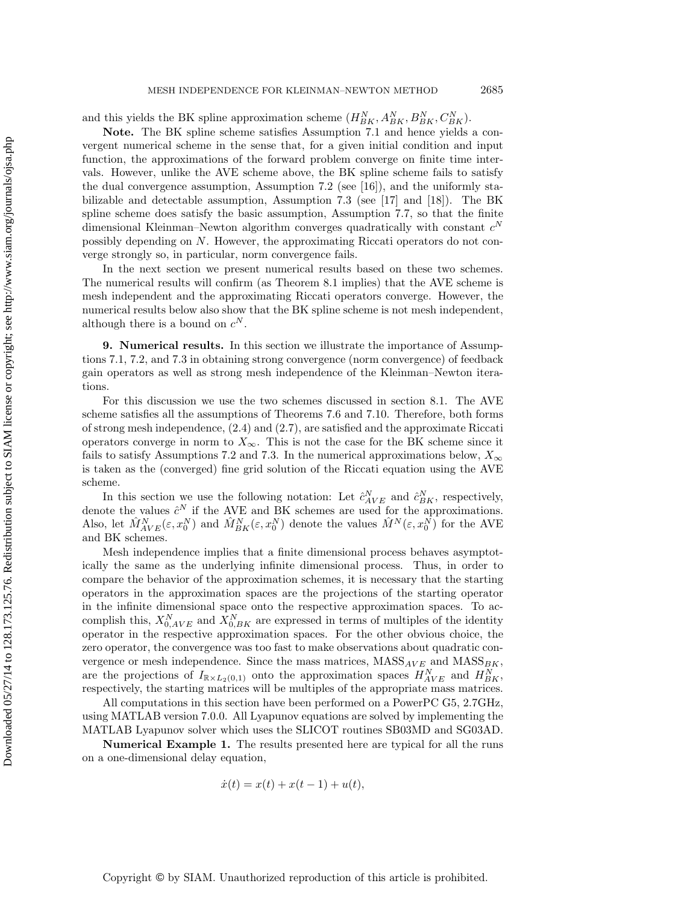and this yields the BK spline approximation scheme $(H_{BK}^N, A_{BK}^N, B_{BK}^N, C_{BK}^N)$.

**Note.** The BK spline scheme satisfies Assumption 7.1 and hence yields a convergent numerical scheme in the sense that, for a given initial condition and input function, the approximations of the forward problem converge on finite time intervals. However, unlike the AVE scheme above, the BK spline scheme fails to satisfy the dual convergence assumption, Assumption 7.2 (see [16]), and the uniformly stabilizable and detectable assumption, Assumption 7.3 (see [17] and [18]). The BK spline scheme does satisfy the basic assumption, Assumption 7.7, so that the finite dimensional Kleinman–Newton algorithm converges quadratically with constant $c^N$ possibly depending on $N$. However, the approximating Riccati operators do not converge strongly so, in particular, norm convergence fails.

In the next section we present numerical results based on these two schemes. The numerical results will confirm (as Theorem 8.1 implies) that the AVE scheme is mesh independent and the approximating Riccati operators converge. However, the numerical results below also show that the BK spline scheme is not mesh independent, although there is a bound on $c^N$.

## 9. Numerical results.

In this section we illustrate the importance of Assumptions 7.1, 7.2, and 7.3 in obtaining strong convergence (norm convergence) of feedback gain operators as well as strong mesh independence of the Kleinman–Newton iterations.

For this discussion we use the two schemes discussed in section 8.1. The AVE scheme satisfies all the assumptions of Theorems 7.6 and 7.10. Therefore, both forms of strong mesh independence, (2.4) and (2.7), are satisfied and the approximate Riccati operators converge in norm to $X_\infty$. This is not the case for the BK scheme since it fails to satisfy Assumptions 7.2 and 7.3. In the numerical approximations below, $X_\infty$ is taken as the (converged) fine grid solution of the Riccati equation using the AVE scheme.

In this section we use the following notation: Let $\hat{c}_{AVE}^N$ and $\hat{c}_{BK}^N$, respectively, denote the values $\hat{c}^N$ if the AVE and BK schemes are used for the approximations. Also, let $\hat{M}_{AVE}^N(\varepsilon, x_0^N)$ and $\hat{M}_{BK}^N(\varepsilon, x_0^N)$ denote the values $\hat{M}^N(\varepsilon, x_0^N)$ for the AVE and BK schemes.

Mesh independence implies that a finite dimensional process behaves asymptotically the same as the underlying infinite dimensional process. Thus, in order to compare the behavior of the approximation schemes, it is necessary that the starting operators in the approximation spaces are the projections of the starting operator in the infinite dimensional space onto the respective approximation spaces. To accomplish this, $X_{0,AVE}^N$ and $X_{0,BK}^N$ are expressed in terms of multiples of the identity operator in the respective approximation spaces. For the other obvious choice, the zero operator, the convergence was too fast to make observations about quadratic convergence or mesh independence. Since the mass matrices, $\text{MASS}_{AVE}$ and $\text{MASS}_{BK}$, are the projections of $I_{\mathbb{R}\times L_2(0,1)}$ onto the approximation spaces $H_{AVE}^N$ and $H_{BK}^N$, respectively, the starting matrices will be multiples of the appropriate mass matrices.

All computations in this section have been performed on a PowerPC G5, 2.7GHz, using MATLAB version 7.0.0. All Lyapunov equations are solved by implementing the MATLAB Lyapunov solver which uses the SLICOT routines SB03MD and SG03AD.

**Numerical Example 1.** The results presented here are typical for all the runs on a one-dimensional delay equation,

$$\dot{x}(t) = x(t) + x(t-1) + u(t),$$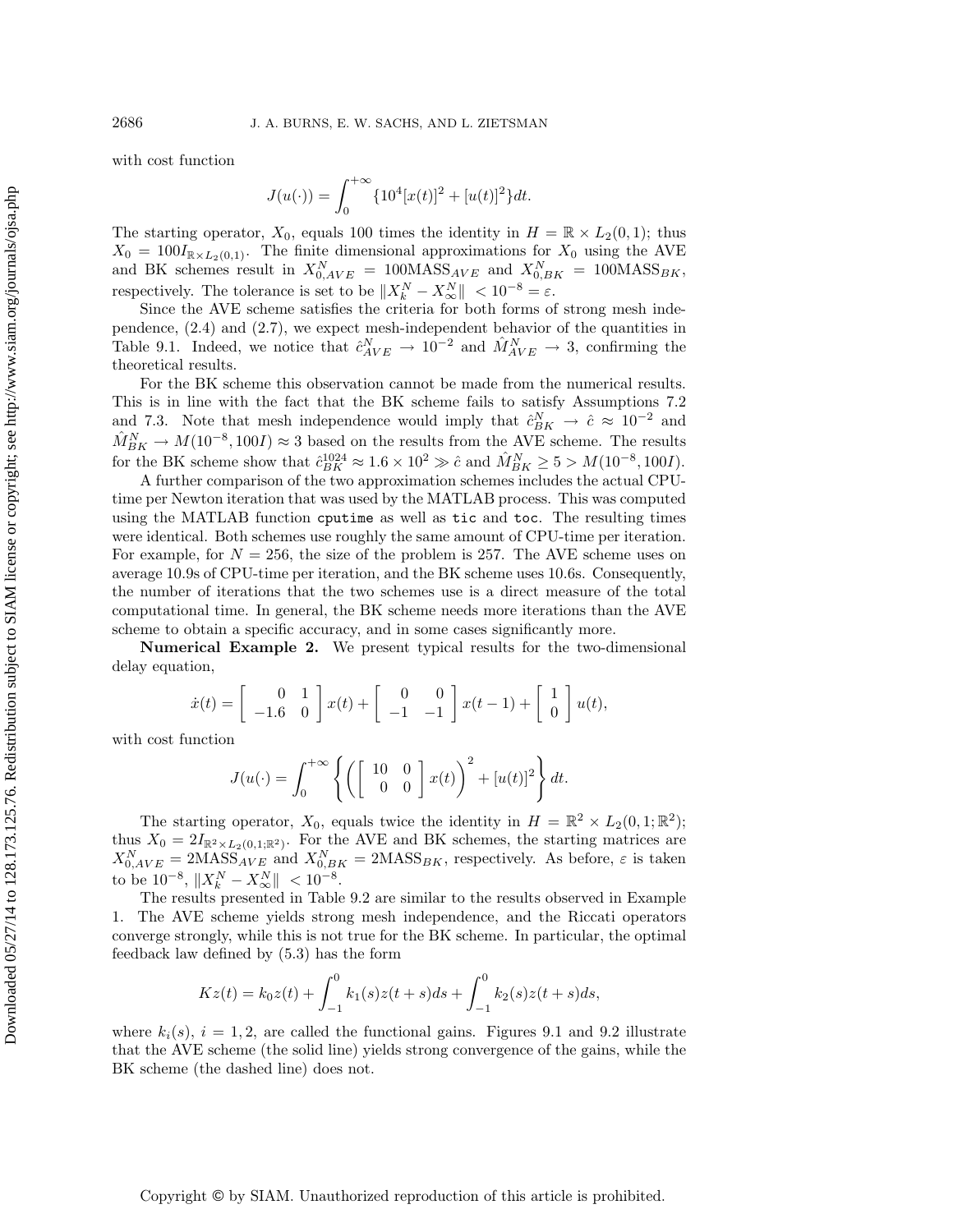with cost function

$$J(u(\cdot)) = \int_0^{+\infty} \{10^4[x(t)]^2 + [u(t)]^2\}dt.$$

The starting operator, $X_0$, equals 100 times the identity in $H = \mathbb{R} \times L_2(0,1)$; thus $X_0 = 100I_{\mathbb{R}\times L_2(0,1)}$. The finite dimensional approximations for $X_0$ using the AVE and BK schemes result in $X_{0,AVE}^N = 100\text{MASS}_{AVE}$ and $X_{0,BK}^N = 100\text{MASS}_{BK}$, respectively. The tolerance is set to be $\|X_k^N - X_\infty^N\| < 10^{-8} = \varepsilon$.

Since the AVE scheme satisfies the criteria for both forms of strong mesh independence, (2.4) and (2.7), we expect mesh-independent behavior of the quantities in Table 9.1. Indeed, we notice that $\hat{c}_{AVE}^N \to 10^{-2}$ and $\hat{M}_{AVE}^N \to 3$, confirming the theoretical results.

For the BK scheme this observation cannot be made from the numerical results. This is in line with the fact that the BK scheme fails to satisfy Assumptions 7.2 and 7.3. Note that mesh independence would imply that $\hat{c}_{BK}^N \to \hat{c} \approx 10^{-2}$ and $\hat{M}_{BK}^N \to M(10^{-8}, 100I) \approx 3$ based on the results from the AVE scheme. The results for the BK scheme show that $\hat{c}_{BK}^{1024} \approx 1.6 \times 10^2 \gg \hat{c}$ and $\hat{M}_{BK}^N \geq 5 > M(10^{-8}, 100I)$.

A further comparison of the two approximation schemes includes the actual CPU-time per Newton iteration that was used by the MATLAB process. This was computed using the MATLAB function `cputime` as well as `tic` and `toc`. The resulting times were identical. Both schemes use roughly the same amount of CPU-time per iteration. For example, for $N = 256$, the size of the problem is 257. The AVE scheme uses on average 10.9s of CPU-time per iteration, and the BK scheme uses 10.6s. Consequently, the number of iterations that the two schemes use is a direct measure of the total computational time. In general, the BK scheme needs more iterations than the AVE scheme to obtain a specific accuracy, and in some cases significantly more.

**Numerical Example 2.** We present typical results for the two-dimensional delay equation,

$$\dot{x}(t) = \begin{bmatrix} 0 & 1 \\ -1.6 & 0 \end{bmatrix} x(t) + \begin{bmatrix} 0 & 0 \\ -1 & -1 \end{bmatrix} x(t-1) + \begin{bmatrix} 1 \\ 0 \end{bmatrix} u(t),$$

with cost function

$$J(u(\cdot) = \int_0^{+\infty} \left\{ \left( \begin{bmatrix} 10 & 0 \\ 0 & 0 \end{bmatrix} x(t) \right)^2 + [u(t)]^2 \right\} dt.$$

The starting operator, $X_0$, equals twice the identity in $H = \mathbb{R}^2 \times L_2(0,1;\mathbb{R}^2)$; thus $X_0 = 2I_{\mathbb{R}^2\times L_2(0,1;\mathbb{R}^2)}$. For the AVE and BK schemes, the starting matrices are $X_{0,AVE}^N = 2\text{MASS}_{AVE}$ and $X_{0,BK}^N = 2\text{MASS}_{BK}$, respectively. As before, $\varepsilon$ is taken to be $10^{-8}$, $\|X_k^N - X_\infty^N\| < 10^{-8}$.

The results presented in Table 9.2 are similar to the results observed in Example 1. The AVE scheme yields strong mesh independence, and the Riccati operators converge strongly, while this is not true for the BK scheme. In particular, the optimal feedback law defined by (5.3) has the form

$$Kz(t) = k_0 z(t) + \int_{-1}^{0} k_1(s) z(t+s) ds + \int_{-1}^{0} k_2(s) z(t+s) ds,$$

where $k_i(s)$, $i = 1, 2$, are called the functional gains. Figures 9.1 and 9.2 illustrate that the AVE scheme (the solid line) yields strong convergence of the gains, while the BK scheme (the dashed line) does not.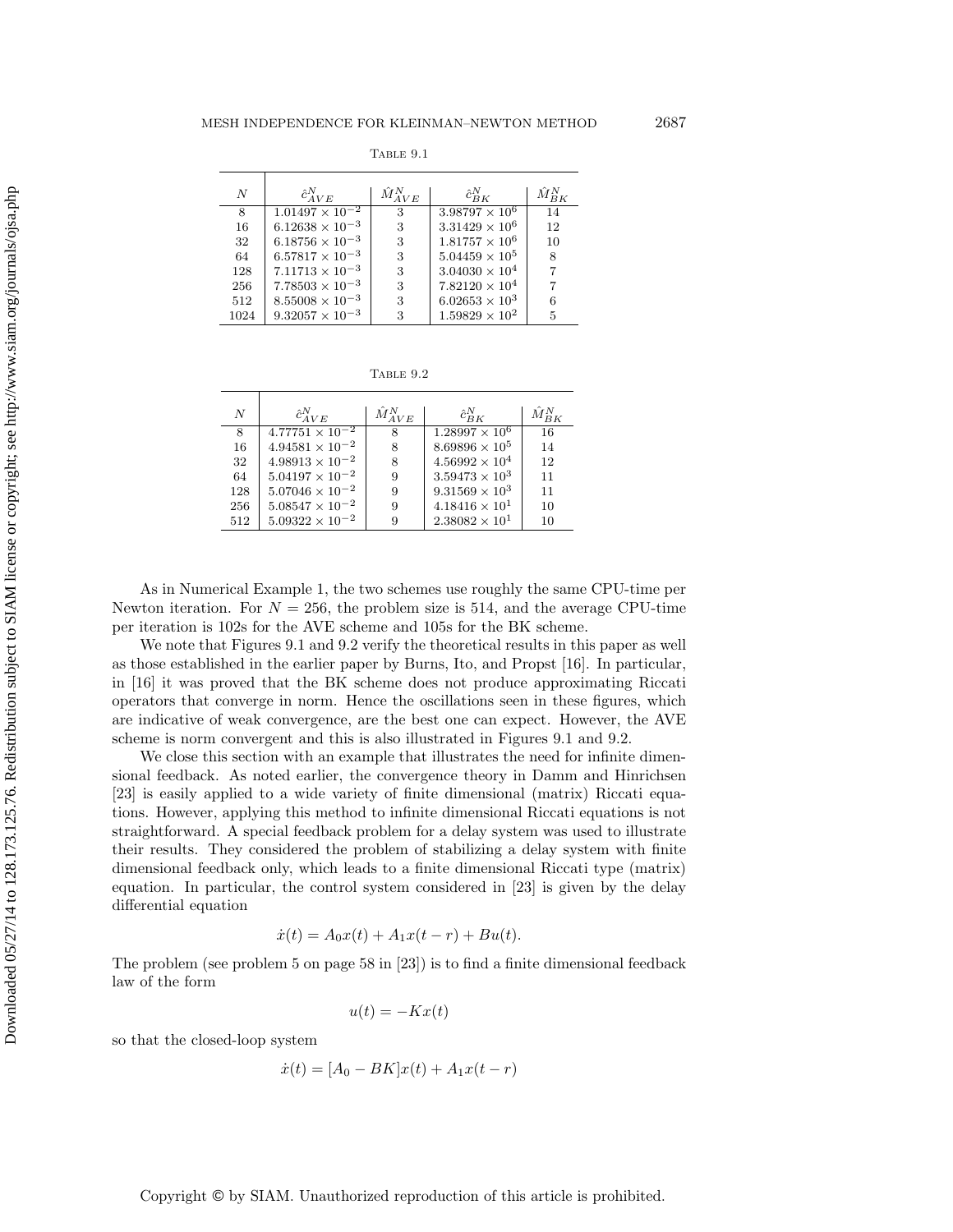Table 9.1

| $N$ | $\hat{c}^N_{AVE}$ | $\hat{M}^N_{AVE}$ | $\hat{c}^N_{BK}$ | $\hat{M}^N_{BK}$ |
|---|---|---|---|---|
| 8 | $1.01497 \times 10^{-2}$ | 3 | $3.98797 \times 10^{6}$ | 14 |
| 16 | $6.12638 \times 10^{-3}$ | 3 | $3.31429 \times 10^{6}$ | 12 |
| 32 | $6.18756 \times 10^{-3}$ | 3 | $1.81757 \times 10^{6}$ | 10 |
| 64 | $6.57817 \times 10^{-3}$ | 3 | $5.04459 \times 10^{5}$ | 8 |
| 128 | $7.11713 \times 10^{-3}$ | 3 | $3.04030 \times 10^{4}$ | 7 |
| 256 | $7.78503 \times 10^{-3}$ | 3 | $7.82120 \times 10^{4}$ | 7 |
| 512 | $8.55008 \times 10^{-3}$ | 3 | $6.02653 \times 10^{3}$ | 6 |
| 1024 | $9.32057 \times 10^{-3}$ | 3 | $1.59829 \times 10^{2}$ | 5 |

Table 9.2

| $N$ | $\hat{c}^N_{AVE}$ | $\hat{M}^N_{AVE}$ | $\hat{c}^N_{BK}$ | $\hat{M}^N_{BK}$ |
|---|---|---|---|---|
| 8 | $4.77751 \times 10^{-2}$ | 8 | $1.28997 \times 10^{6}$ | 16 |
| 16 | $4.94581 \times 10^{-2}$ | 8 | $8.69896 \times 10^{5}$ | 14 |
| 32 | $4.98913 \times 10^{-2}$ | 8 | $4.56992 \times 10^{4}$ | 12 |
| 64 | $5.04197 \times 10^{-2}$ | 9 | $3.59473 \times 10^{3}$ | 11 |
| 128 | $5.07046 \times 10^{-2}$ | 9 | $9.31569 \times 10^{3}$ | 11 |
| 256 | $5.08547 \times 10^{-2}$ | 9 | $4.18416 \times 10^{1}$ | 10 |
| 512 | $5.09322 \times 10^{-2}$ | 9 | $2.38082 \times 10^{1}$ | 10 |

As in Numerical Example 1, the two schemes use roughly the same CPU-time per Newton iteration. For $N = 256$, the problem size is 514, and the average CPU-time per iteration is 102s for the AVE scheme and 105s for the BK scheme.

We note that Figures 9.1 and 9.2 verify the theoretical results in this paper as well as those established in the earlier paper by Burns, Ito, and Propst [16]. In particular, in [16] it was proved that the BK scheme does not produce approximating Riccati operators that converge in norm. Hence the oscillations seen in these figures, which are indicative of weak convergence, are the best one can expect. However, the AVE scheme is norm convergent and this is also illustrated in Figures 9.1 and 9.2.

We close this section with an example that illustrates the need for infinite dimensional feedback. As noted earlier, the convergence theory in Damm and Hinrichsen [23] is easily applied to a wide variety of finite dimensional (matrix) Riccati equations. However, applying this method to infinite dimensional Riccati equations is not straightforward. A special feedback problem for a delay system was used to illustrate their results. They considered the problem of stabilizing a delay system with finite dimensional feedback only, which leads to a finite dimensional Riccati type (matrix) equation. In particular, the control system considered in [23] is given by the delay differential equation

$$\dot{x}(t) = A_0 x(t) + A_1 x(t - r) + Bu(t).$$

The problem (see problem 5 on page 58 in [23]) is to find a finite dimensional feedback law of the form

$$u(t) = -Kx(t)$$

so that the closed-loop system

$$\dot{x}(t) = [A_0 - BK]x(t) + A_1 x(t - r)$$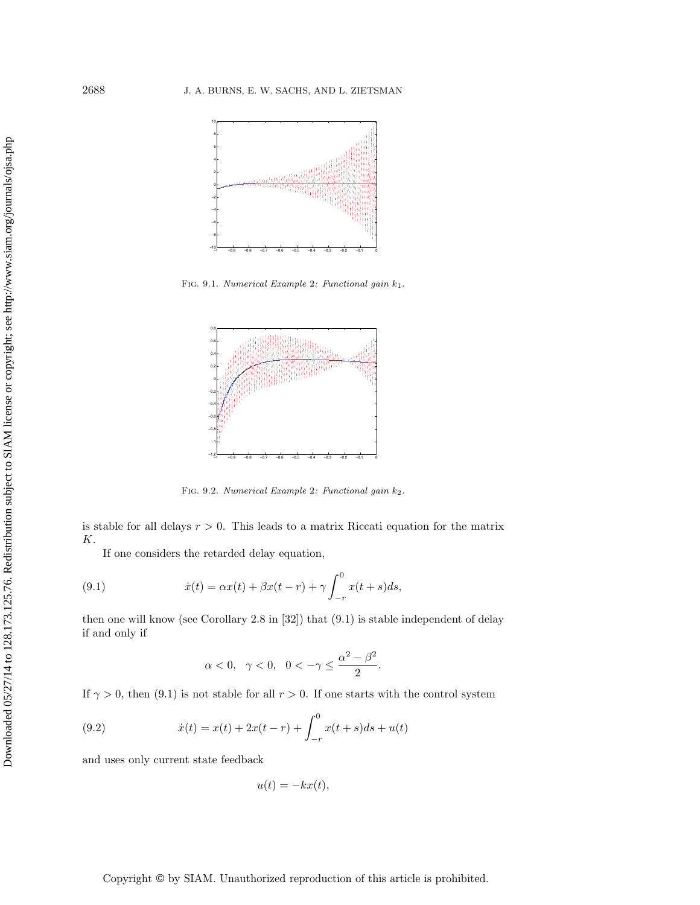Fig. 9.1. *Numerical Example 2: Functional gain $k_1$.*

Fig. 9.2. *Numerical Example 2: Functional gain $k_2$.*

is stable for all delays $r > 0$. This leads to a matrix Riccati equation for the matrix $K$.

If one considers the retarded delay equation,

$$\dot{x}(t) = \alpha x(t) + \beta x(t-r) + \gamma \int_{-r}^{0} x(t+s)ds, \tag{9.1}$$

then one will know (see Corollary 2.8 in [32]) that (9.1) is stable independent of delay if and only if

$$\alpha < 0, \quad \gamma < 0, \quad 0 < -\gamma \leq \frac{\alpha^2 - \beta^2}{2}.$$

If $\gamma > 0$, then (9.1) is not stable for all $r > 0$. If one starts with the control system

$$\dot{x}(t) = x(t) + 2x(t-r) + \int_{-r}^{0} x(t+s)ds + u(t) \tag{9.2}$$

and uses only current state feedback

$$u(t) = -kx(t),$$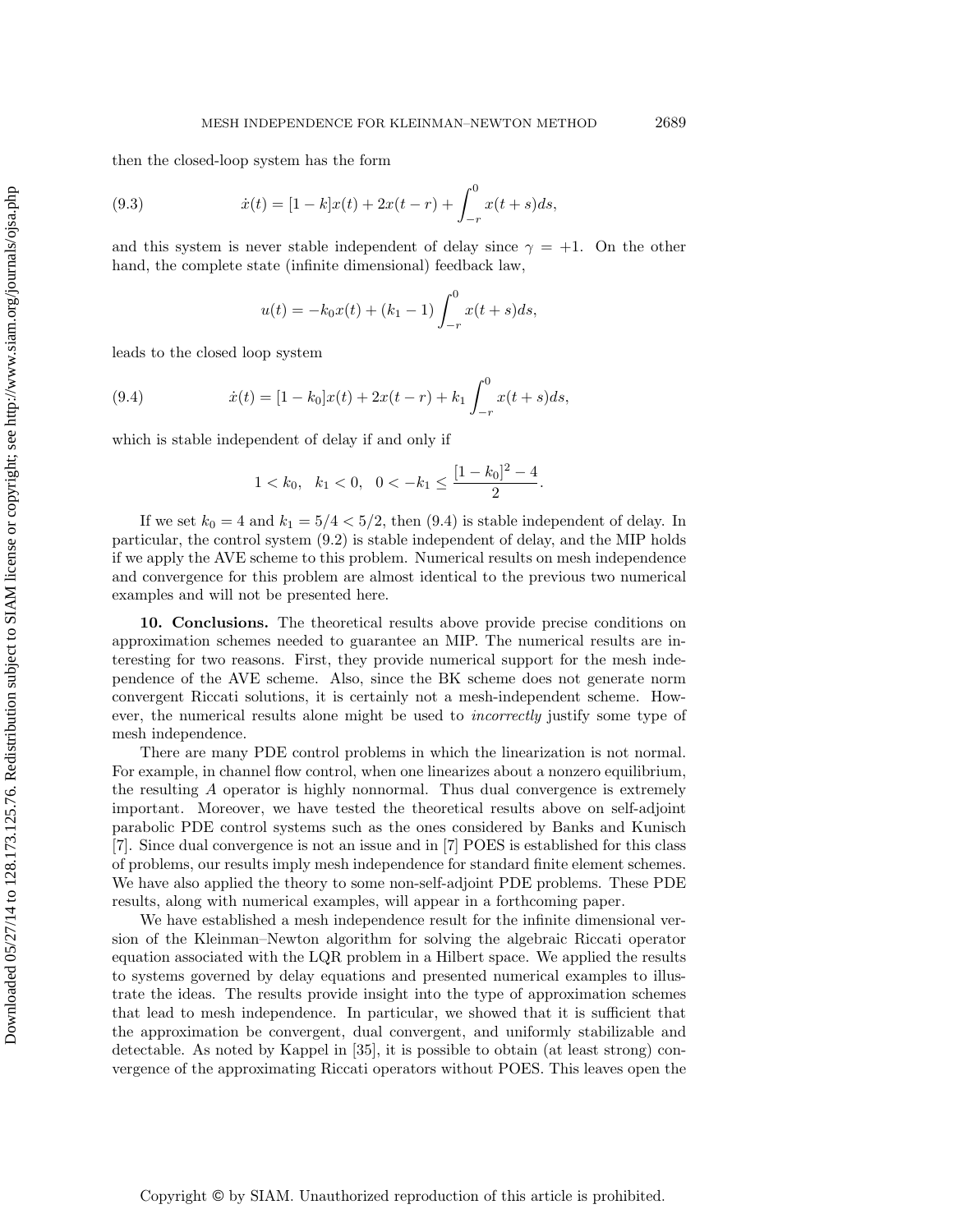then the closed-loop system has the form

$$\dot{x}(t) = [1-k]x(t) + 2x(t-r) + \int_{-r}^{0} x(t+s)ds, \tag{9.3}$$

and this system is never stable independent of delay since $\gamma = +1$. On the other hand, the complete state (infinite dimensional) feedback law,

$$u(t) = -k_0 x(t) + (k_1 - 1)\int_{-r}^{0} x(t+s)ds,$$

leads to the closed loop system

$$\dot{x}(t) = [1-k_0]x(t) + 2x(t-r) + k_1\int_{-r}^{0} x(t+s)ds, \tag{9.4}$$

which is stable independent of delay if and only if

$$1 < k_0, \quad k_1 < 0, \quad 0 < -k_1 \leq \frac{[1-k_0]^2 - 4}{2}.$$

If we set $k_0 = 4$ and $k_1 = 5/4 < 5/2$, then (9.4) is stable independent of delay. In particular, the control system (9.2) is stable independent of delay, and the MIP holds if we apply the AVE scheme to this problem. Numerical results on mesh independence and convergence for this problem are almost identical to the previous two numerical examples and will not be presented here.

## 10. Conclusions.

The theoretical results above provide precise conditions on approximation schemes needed to guarantee an MIP. The numerical results are interesting for two reasons. First, they provide numerical support for the mesh independence of the AVE scheme. Also, since the BK scheme does not generate norm convergent Riccati solutions, it is certainly not a mesh-independent scheme. However, the numerical results alone might be used to *incorrectly* justify some type of mesh independence.

There are many PDE control problems in which the linearization is not normal. For example, in channel flow control, when one linearizes about a nonzero equilibrium, the resulting $A$ operator is highly nonnormal. Thus dual convergence is extremely important. Moreover, we have tested the theoretical results above on self-adjoint parabolic PDE control systems such as the ones considered by Banks and Kunisch [7]. Since dual convergence is not an issue and in [7] POES is established for this class of problems, our results imply mesh independence for standard finite element schemes. We have also applied the theory to some non-self-adjoint PDE problems. These PDE results, along with numerical examples, will appear in a forthcoming paper.

We have established a mesh independence result for the infinite dimensional version of the Kleinman–Newton algorithm for solving the algebraic Riccati operator equation associated with the LQR problem in a Hilbert space. We applied the results to systems governed by delay equations and presented numerical examples to illustrate the ideas. The results provide insight into the type of approximation schemes that lead to mesh independence. In particular, we showed that it is sufficient that the approximation be convergent, dual convergent, and uniformly stabilizable and detectable. As noted by Kappel in [35], it is possible to obtain (at least strong) convergence of the approximating Riccati operators without POES. This leaves open the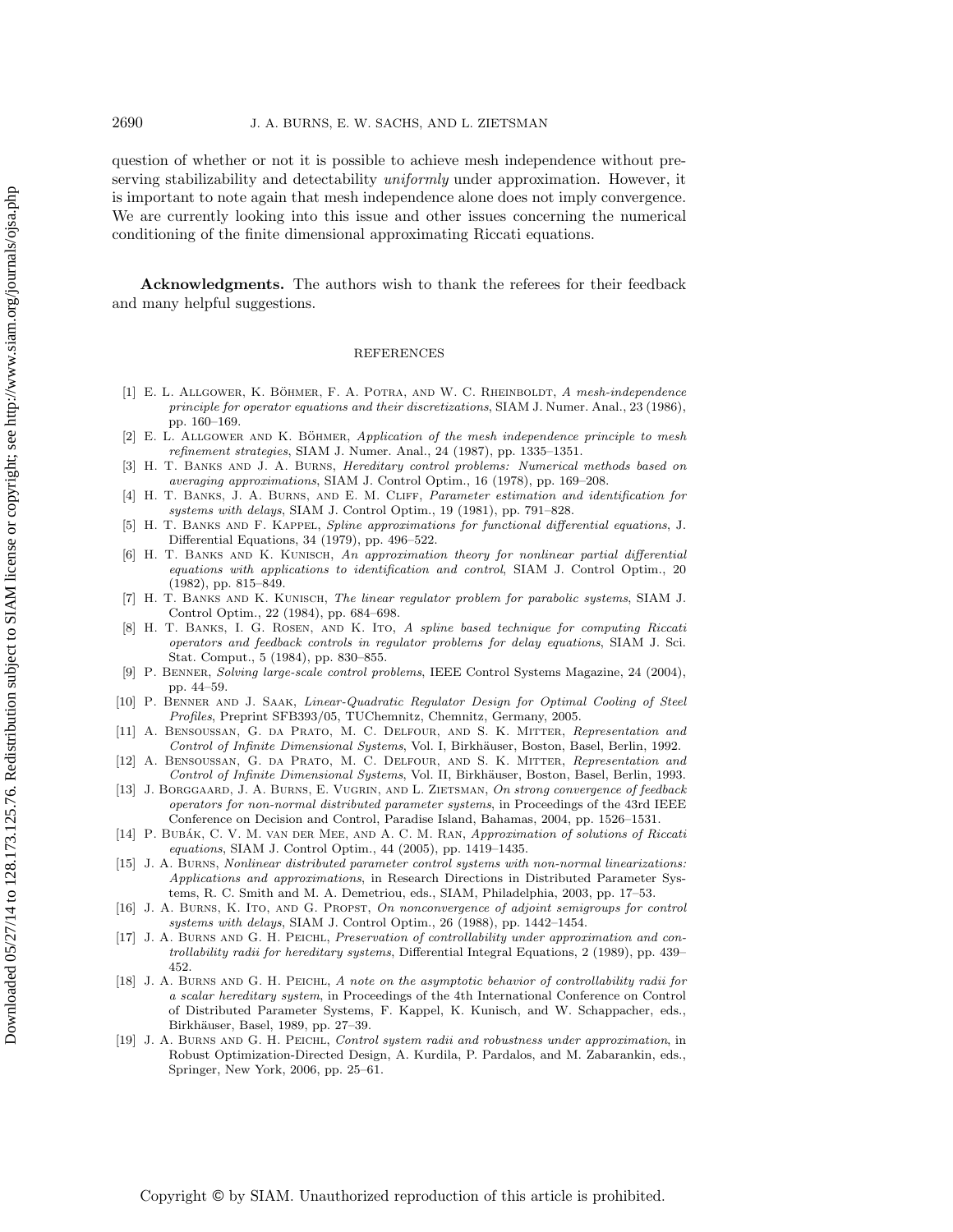question of whether or not it is possible to achieve mesh independence without preserving stabilizability and detectability *uniformly* under approximation. However, it is important to note again that mesh independence alone does not imply convergence. We are currently looking into this issue and other issues concerning the numerical conditioning of the finite dimensional approximating Riccati equations.

**Acknowledgments.** The authors wish to thank the referees for their feedback and many helpful suggestions.

## REFERENCES

[1] E. L. Allgower, K. Böhmer, F. A. Potra, and W. C. Rheinboldt, *A mesh-independence principle for operator equations and their discretizations*, SIAM J. Numer. Anal., 23 (1986), pp. 160–169.

[2] E. L. Allgower and K. Böhmer, *Application of the mesh independence principle to mesh refinement strategies*, SIAM J. Numer. Anal., 24 (1987), pp. 1335–1351.

[3] H. T. Banks and J. A. Burns, *Hereditary control problems: Numerical methods based on averaging approximations*, SIAM J. Control Optim., 16 (1978), pp. 169–208.

[4] H. T. Banks, J. A. Burns, and E. M. Cliff, *Parameter estimation and identification for systems with delays*, SIAM J. Control Optim., 19 (1981), pp. 791–828.

[5] H. T. Banks and F. Kappel, *Spline approximations for functional differential equations*, J. Differential Equations, 34 (1979), pp. 496–522.

[6] H. T. Banks and K. Kunisch, *An approximation theory for nonlinear partial differential equations with applications to identification and control*, SIAM J. Control Optim., 20 (1982), pp. 815–849.

[7] H. T. Banks and K. Kunisch, *The linear regulator problem for parabolic systems*, SIAM J. Control Optim., 22 (1984), pp. 684–698.

[8] H. T. Banks, I. G. Rosen, and K. Ito, *A spline based technique for computing Riccati operators and feedback controls in regulator problems for delay equations*, SIAM J. Sci. Stat. Comput., 5 (1984), pp. 830–855.

[9] P. Benner, *Solving large-scale control problems*, IEEE Control Systems Magazine, 24 (2004), pp. 44–59.

[10] P. Benner and J. Saak, *Linear-Quadratic Regulator Design for Optimal Cooling of Steel Profiles*, Preprint SFB393/05, TUChemnitz, Chemnitz, Germany, 2005.

[11] A. Bensoussan, G. da Prato, M. C. Delfour, and S. K. Mitter, *Representation and Control of Infinite Dimensional Systems*, Vol. I, Birkhäuser, Boston, Basel, Berlin, 1992.

[12] A. Bensoussan, G. da Prato, M. C. Delfour, and S. K. Mitter, *Representation and Control of Infinite Dimensional Systems*, Vol. II, Birkhäuser, Boston, Basel, Berlin, 1993.

[13] J. Borggaard, J. A. Burns, E. Vugrin, and L. Zietsman, *On strong convergence of feedback operators for non-normal distributed parameter systems*, in Proceedings of the 43rd IEEE Conference on Decision and Control, Paradise Island, Bahamas, 2004, pp. 1526–1531.

[14] P. Bubák, C. V. M. van der Mee, and A. C. M. Ran, *Approximation of solutions of Riccati equations*, SIAM J. Control Optim., 44 (2005), pp. 1419–1435.

[15] J. A. Burns, *Nonlinear distributed parameter control systems with non-normal linearizations: Applications and approximations*, in Research Directions in Distributed Parameter Systems, R. C. Smith and M. A. Demetriou, eds., SIAM, Philadelphia, 2003, pp. 17–53.

[16] J. A. Burns, K. Ito, and G. Propst, *On nonconvergence of adjoint semigroups for control systems with delays*, SIAM J. Control Optim., 26 (1988), pp. 1442–1454.

[17] J. A. Burns and G. H. Peichl, *Preservation of controllability under approximation and controllability radii for hereditary systems*, Differential Integral Equations, 2 (1989), pp. 439–452.

[18] J. A. Burns and G. H. Peichl, *A note on the asymptotic behavior of controllability radii for a scalar hereditary system*, in Proceedings of the 4th International Conference on Control of Distributed Parameter Systems, F. Kappel, K. Kunisch, and W. Schappacher, eds., Birkhäuser, Basel, 1989, pp. 27–39.

[19] J. A. Burns and G. H. Peichl, *Control system radii and robustness under approximation*, in Robust Optimization-Directed Design, A. Kurdila, P. Pardalos, and M. Zabarankin, eds., Springer, New York, 2006, pp. 25–61.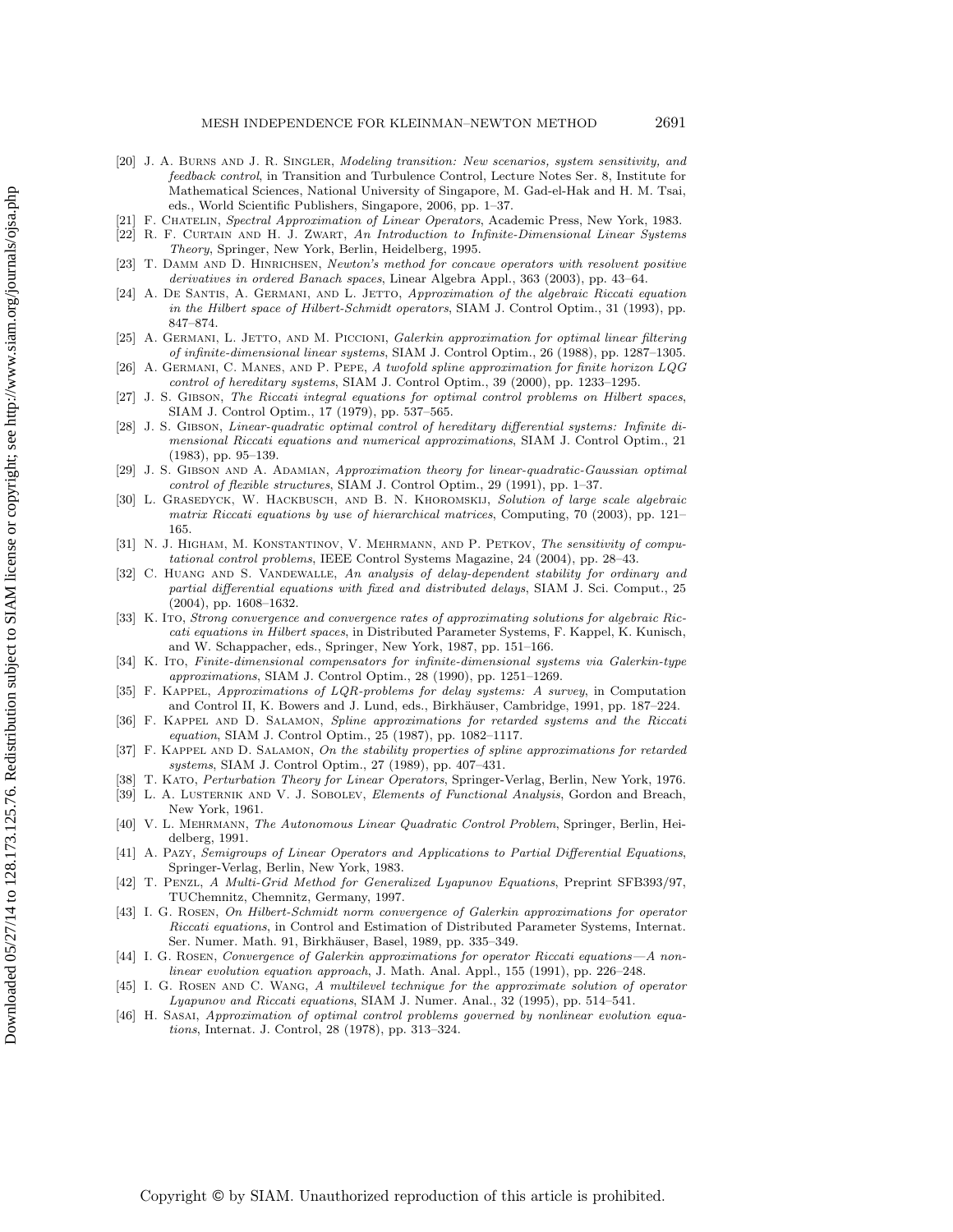[20] J. A. Burns and J. R. Singler, *Modeling transition: New scenarios, system sensitivity, and feedback control*, in Transition and Turbulence Control, Lecture Notes Ser. 8, Institute for Mathematical Sciences, National University of Singapore, M. Gad-el-Hak and H. M. Tsai, eds., World Scientific Publishers, Singapore, 2006, pp. 1–37.

[21] F. Chatelin, *Spectral Approximation of Linear Operators*, Academic Press, New York, 1983.

[22] R. F. Curtain and H. J. Zwart, *An Introduction to Infinite-Dimensional Linear Systems Theory*, Springer, New York, Berlin, Heidelberg, 1995.

[23] T. Damm and D. Hinrichsen, *Newton's method for concave operators with resolvent positive derivatives in ordered Banach spaces*, Linear Algebra Appl., 363 (2003), pp. 43–64.

[24] A. De Santis, A. Germani, and L. Jetto, *Approximation of the algebraic Riccati equation in the Hilbert space of Hilbert-Schmidt operators*, SIAM J. Control Optim., 31 (1993), pp. 847–874.

[25] A. Germani, L. Jetto, and M. Piccioni, *Galerkin approximation for optimal linear filtering of infinite-dimensional linear systems*, SIAM J. Control Optim., 26 (1988), pp. 1287–1305.

[26] A. Germani, C. Manes, and P. Pepe, *A twofold spline approximation for finite horizon LQG control of hereditary systems*, SIAM J. Control Optim., 39 (2000), pp. 1233–1295.

[27] J. S. Gibson, *The Riccati integral equations for optimal control problems on Hilbert spaces*, SIAM J. Control Optim., 17 (1979), pp. 537–565.

[28] J. S. Gibson, *Linear-quadratic optimal control of hereditary differential systems: Infinite dimensional Riccati equations and numerical approximations*, SIAM J. Control Optim., 21 (1983), pp. 95–139.

[29] J. S. Gibson and A. Adamian, *Approximation theory for linear-quadratic-Gaussian optimal control of flexible structures*, SIAM J. Control Optim., 29 (1991), pp. 1–37.

[30] L. Grasedyck, W. Hackbusch, and B. N. Khoromskij, *Solution of large scale algebraic matrix Riccati equations by use of hierarchical matrices*, Computing, 70 (2003), pp. 121–165.

[31] N. J. Higham, M. Konstantinov, V. Mehrmann, and P. Petkov, *The sensitivity of computational control problems*, IEEE Control Systems Magazine, 24 (2004), pp. 28–43.

[32] C. Huang and S. Vandewalle, *An analysis of delay-dependent stability for ordinary and partial differential equations with fixed and distributed delays*, SIAM J. Sci. Comput., 25 (2004), pp. 1608–1632.

[33] K. Ito, *Strong convergence and convergence rates of approximating solutions for algebraic Riccati equations in Hilbert spaces*, in Distributed Parameter Systems, F. Kappel, K. Kunisch, and W. Schappacher, eds., Springer, New York, 1987, pp. 151–166.

[34] K. Ito, *Finite-dimensional compensators for infinite-dimensional systems via Galerkin-type approximations*, SIAM J. Control Optim., 28 (1990), pp. 1251–1269.

[35] F. Kappel, *Approximations of LQR-problems for delay systems: A survey*, in Computation and Control II, K. Bowers and J. Lund, eds., Birkhäuser, Cambridge, 1991, pp. 187–224.

[36] F. Kappel and D. Salamon, *Spline approximations for retarded systems and the Riccati equation*, SIAM J. Control Optim., 25 (1987), pp. 1082–1117.

[37] F. Kappel and D. Salamon, *On the stability properties of spline approximations for retarded systems*, SIAM J. Control Optim., 27 (1989), pp. 407–431.

[38] T. Kato, *Perturbation Theory for Linear Operators*, Springer-Verlag, Berlin, New York, 1976.

[39] L. A. Lusternik and V. J. Sobolev, *Elements of Functional Analysis*, Gordon and Breach, New York, 1961.

[40] V. L. Mehrmann, *The Autonomous Linear Quadratic Control Problem*, Springer, Berlin, Heidelberg, 1991.

[41] A. Pazy, *Semigroups of Linear Operators and Applications to Partial Differential Equations*, Springer-Verlag, Berlin, New York, 1983.

[42] T. Penzl, *A Multi-Grid Method for Generalized Lyapunov Equations*, Preprint SFB393/97, TUChemnitz, Chemnitz, Germany, 1997.

[43] I. G. Rosen, *On Hilbert-Schmidt norm convergence of Galerkin approximations for operator Riccati equations*, in Control and Estimation of Distributed Parameter Systems, Internat. Ser. Numer. Math. 91, Birkhäuser, Basel, 1989, pp. 335–349.

[44] I. G. Rosen, *Convergence of Galerkin approximations for operator Riccati equations—A nonlinear evolution equation approach*, J. Math. Anal. Appl., 155 (1991), pp. 226–248.

[45] I. G. Rosen and C. Wang, *A multilevel technique for the approximate solution of operator Lyapunov and Riccati equations*, SIAM J. Numer. Anal., 32 (1995), pp. 514–541.

[46] H. Sasai, *Approximation of optimal control problems governed by nonlinear evolution equations*, Internat. J. Control, 28 (1978), pp. 313–324.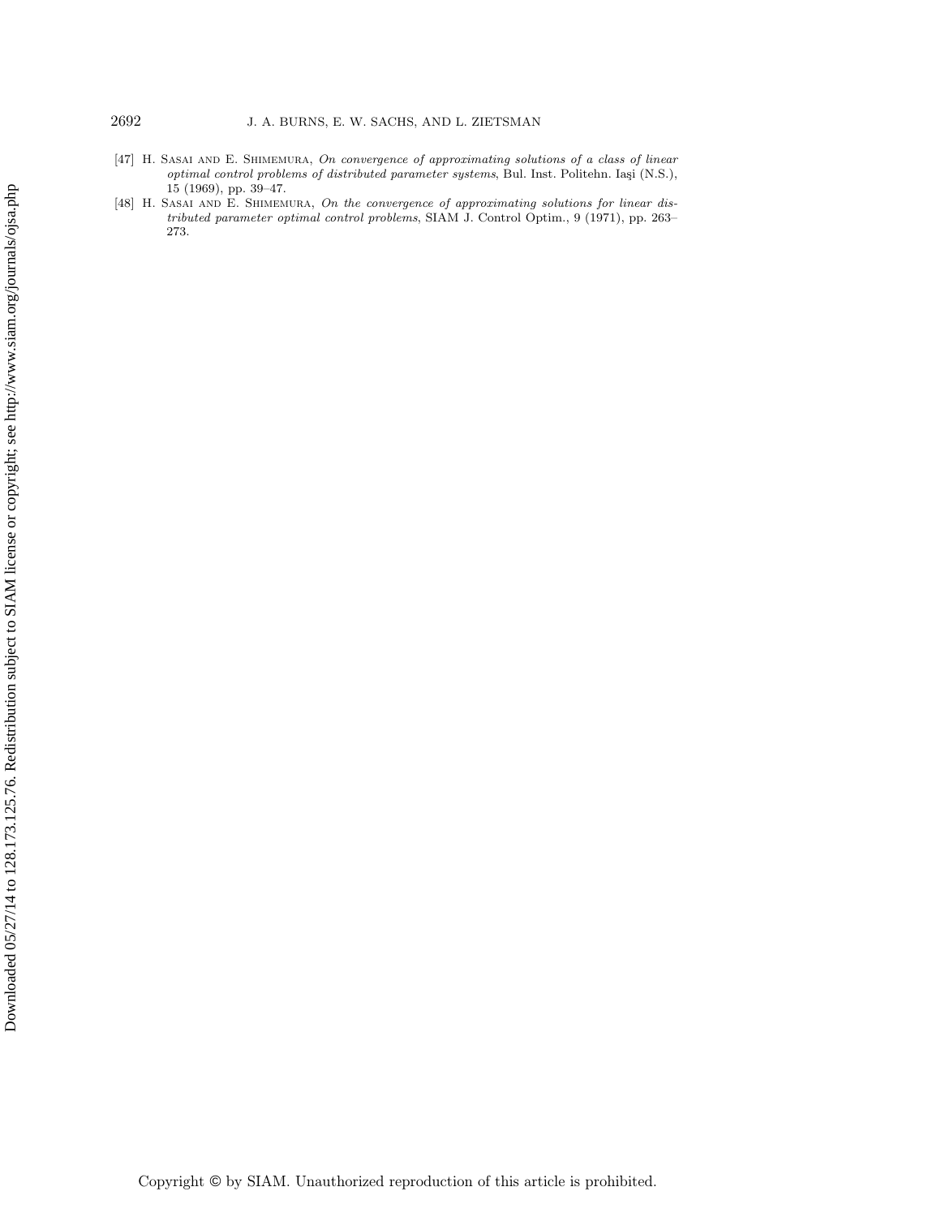[47] H. Sasai and E. Shimemura, *On convergence of approximating solutions of a class of linear optimal control problems of distributed parameter systems*, Bul. Inst. Politehn. Iaşi (N.S.), 15 (1969), pp. 39–47.

[48] H. Sasai and E. Shimemura, *On the convergence of approximating solutions for linear distributed parameter optimal control problems*, SIAM J. Control Optim., 9 (1971), pp. 263–273.